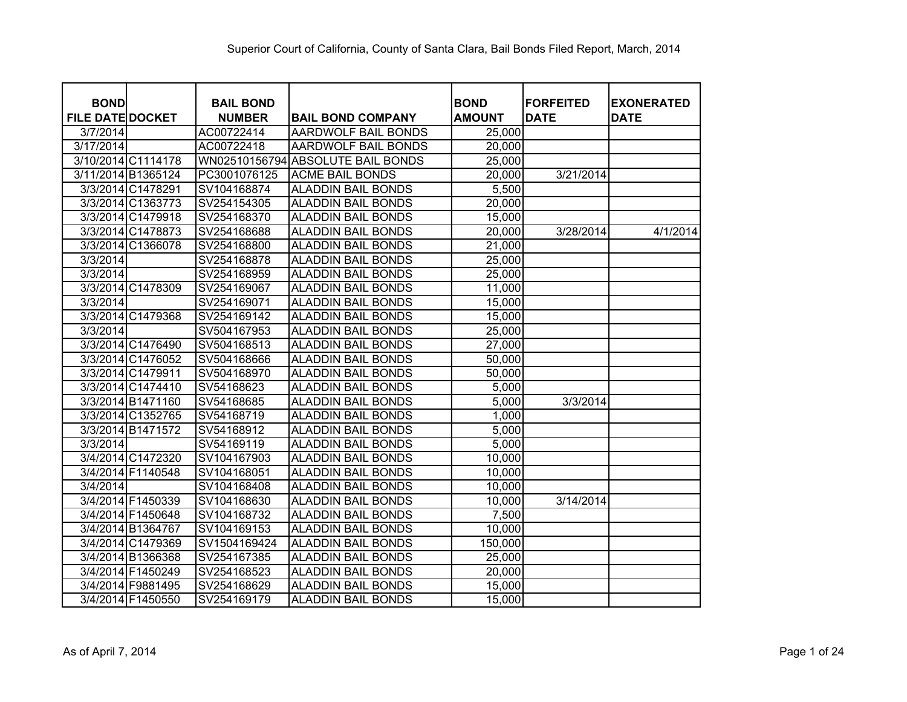# Superior Court of California, County of Santa Clara, Bail Bonds Filed Report, March, 2014

| BOND FILE DATE | DOCKET | BAIL BOND NUMBER | BAIL BOND COMPANY | BOND AMOUNT | FORFEITED DATE | EXONERATED DATE |
|---|---|---|---|---|---|---|
| 3/7/2014 | | AC00722414 | AARDWOLF BAIL BONDS | 25,000 | | |
| 3/17/2014 | | AC00722418 | AARDWOLF BAIL BONDS | 20,000 | | |
| 3/10/2014 | C1114178 | WN02510156794 | ABSOLUTE BAIL BONDS | 25,000 | | |
| 3/11/2014 | B1365124 | PC3001076125 | ACME BAIL BONDS | 20,000 | 3/21/2014 | |
| 3/3/2014 | C1478291 | SV104168874 | ALADDIN BAIL BONDS | 5,500 | | |
| 3/3/2014 | C1363773 | SV254154305 | ALADDIN BAIL BONDS | 20,000 | | |
| 3/3/2014 | C1479918 | SV254168370 | ALADDIN BAIL BONDS | 15,000 | | |
| 3/3/2014 | C1478873 | SV254168688 | ALADDIN BAIL BONDS | 20,000 | 3/28/2014 | 4/1/2014 |
| 3/3/2014 | C1366078 | SV254168800 | ALADDIN BAIL BONDS | 21,000 | | |
| 3/3/2014 | | SV254168878 | ALADDIN BAIL BONDS | 25,000 | | |
| 3/3/2014 | | SV254168959 | ALADDIN BAIL BONDS | 25,000 | | |
| 3/3/2014 | C1478309 | SV254169067 | ALADDIN BAIL BONDS | 11,000 | | |
| 3/3/2014 | | SV254169071 | ALADDIN BAIL BONDS | 15,000 | | |
| 3/3/2014 | C1479368 | SV254169142 | ALADDIN BAIL BONDS | 15,000 | | |
| 3/3/2014 | | SV504167953 | ALADDIN BAIL BONDS | 25,000 | | |
| 3/3/2014 | C1476490 | SV504168513 | ALADDIN BAIL BONDS | 27,000 | | |
| 3/3/2014 | C1476052 | SV504168666 | ALADDIN BAIL BONDS | 50,000 | | |
| 3/3/2014 | C1479911 | SV504168970 | ALADDIN BAIL BONDS | 50,000 | | |
| 3/3/2014 | C1474410 | SV54168623 | ALADDIN BAIL BONDS | 5,000 | | |
| 3/3/2014 | B1471160 | SV54168685 | ALADDIN BAIL BONDS | 5,000 | 3/3/2014 | |
| 3/3/2014 | C1352765 | SV54168719 | ALADDIN BAIL BONDS | 1,000 | | |
| 3/3/2014 | B1471572 | SV54168912 | ALADDIN BAIL BONDS | 5,000 | | |
| 3/3/2014 | | SV54169119 | ALADDIN BAIL BONDS | 5,000 | | |
| 3/4/2014 | C1472320 | SV104167903 | ALADDIN BAIL BONDS | 10,000 | | |
| 3/4/2014 | F1140548 | SV104168051 | ALADDIN BAIL BONDS | 10,000 | | |
| 3/4/2014 | | SV104168408 | ALADDIN BAIL BONDS | 10,000 | | |
| 3/4/2014 | F1450339 | SV104168630 | ALADDIN BAIL BONDS | 10,000 | 3/14/2014 | |
| 3/4/2014 | F1450648 | SV104168732 | ALADDIN BAIL BONDS | 7,500 | | |
| 3/4/2014 | B1364767 | SV104169153 | ALADDIN BAIL BONDS | 10,000 | | |
| 3/4/2014 | C1479369 | SV1504169424 | ALADDIN BAIL BONDS | 150,000 | | |
| 3/4/2014 | B1366368 | SV254167385 | ALADDIN BAIL BONDS | 25,000 | | |
| 3/4/2014 | F1450249 | SV254168523 | ALADDIN BAIL BONDS | 20,000 | | |
| 3/4/2014 | F9881495 | SV254168629 | ALADDIN BAIL BONDS | 15,000 | | |
| 3/4/2014 | F1450550 | SV254169179 | ALADDIN BAIL BONDS | 15,000 | | |

As of April 7, 2014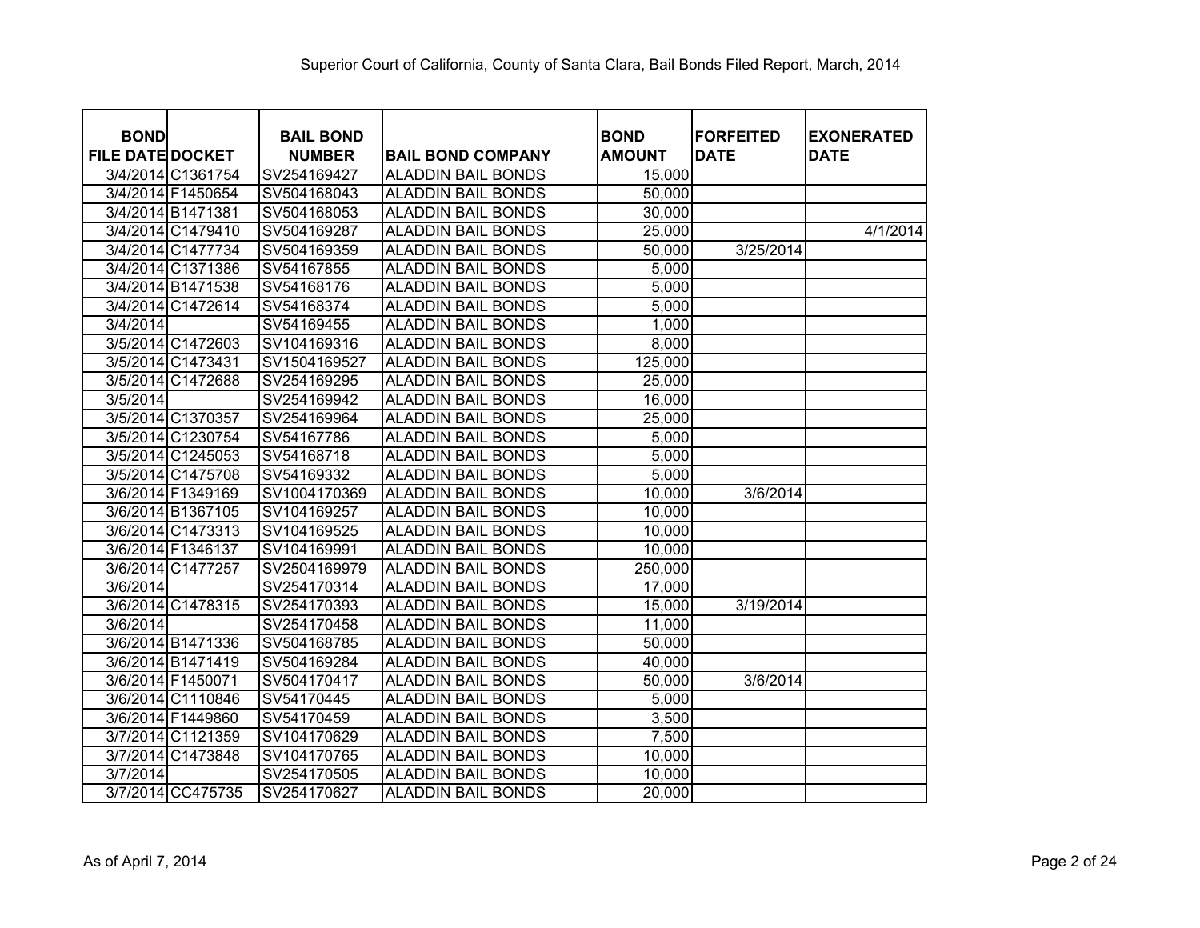# Superior Court of California, County of Santa Clara, Bail Bonds Filed Report, March, 2014

| BOND FILE DATE | DOCKET | BAIL BOND NUMBER | BAIL BOND COMPANY | BOND AMOUNT | FORFEITED DATE | EXONERATED DATE |
|---|---|---|---|---|---|---|
| 3/4/2014 | C1361754 | SV254169427 | ALADDIN BAIL BONDS | 15,000 | | |
| 3/4/2014 | F1450654 | SV504168043 | ALADDIN BAIL BONDS | 50,000 | | |
| 3/4/2014 | B1471381 | SV504168053 | ALADDIN BAIL BONDS | 30,000 | | |
| 3/4/2014 | C1479410 | SV504169287 | ALADDIN BAIL BONDS | 25,000 | | 4/1/2014 |
| 3/4/2014 | C1477734 | SV504169359 | ALADDIN BAIL BONDS | 50,000 | 3/25/2014 | |
| 3/4/2014 | C1371386 | SV54167855 | ALADDIN BAIL BONDS | 5,000 | | |
| 3/4/2014 | B1471538 | SV54168176 | ALADDIN BAIL BONDS | 5,000 | | |
| 3/4/2014 | C1472614 | SV54168374 | ALADDIN BAIL BONDS | 5,000 | | |
| 3/4/2014 | | SV54169455 | ALADDIN BAIL BONDS | 1,000 | | |
| 3/5/2014 | C1472603 | SV104169316 | ALADDIN BAIL BONDS | 8,000 | | |
| 3/5/2014 | C1473431 | SV1504169527 | ALADDIN BAIL BONDS | 125,000 | | |
| 3/5/2014 | C1472688 | SV254169295 | ALADDIN BAIL BONDS | 25,000 | | |
| 3/5/2014 | | SV254169942 | ALADDIN BAIL BONDS | 16,000 | | |
| 3/5/2014 | C1370357 | SV254169964 | ALADDIN BAIL BONDS | 25,000 | | |
| 3/5/2014 | C1230754 | SV54167786 | ALADDIN BAIL BONDS | 5,000 | | |
| 3/5/2014 | C1245053 | SV54168718 | ALADDIN BAIL BONDS | 5,000 | | |
| 3/5/2014 | C1475708 | SV54169332 | ALADDIN BAIL BONDS | 5,000 | | |
| 3/6/2014 | F1349169 | SV1004170369 | ALADDIN BAIL BONDS | 10,000 | 3/6/2014 | |
| 3/6/2014 | B1367105 | SV104169257 | ALADDIN BAIL BONDS | 10,000 | | |
| 3/6/2014 | C1473313 | SV104169525 | ALADDIN BAIL BONDS | 10,000 | | |
| 3/6/2014 | F1346137 | SV104169991 | ALADDIN BAIL BONDS | 10,000 | | |
| 3/6/2014 | C1477257 | SV2504169979 | ALADDIN BAIL BONDS | 250,000 | | |
| 3/6/2014 | | SV254170314 | ALADDIN BAIL BONDS | 17,000 | | |
| 3/6/2014 | C1478315 | SV254170393 | ALADDIN BAIL BONDS | 15,000 | 3/19/2014 | |
| 3/6/2014 | | SV254170458 | ALADDIN BAIL BONDS | 11,000 | | |
| 3/6/2014 | B1471336 | SV504168785 | ALADDIN BAIL BONDS | 50,000 | | |
| 3/6/2014 | B1471419 | SV504169284 | ALADDIN BAIL BONDS | 40,000 | | |
| 3/6/2014 | F1450071 | SV504170417 | ALADDIN BAIL BONDS | 50,000 | 3/6/2014 | |
| 3/6/2014 | C1110846 | SV54170445 | ALADDIN BAIL BONDS | 5,000 | | |
| 3/6/2014 | F1449860 | SV54170459 | ALADDIN BAIL BONDS | 3,500 | | |
| 3/7/2014 | C1121359 | SV104170629 | ALADDIN BAIL BONDS | 7,500 | | |
| 3/7/2014 | C1473848 | SV104170765 | ALADDIN BAIL BONDS | 10,000 | | |
| 3/7/2014 | | SV254170505 | ALADDIN BAIL BONDS | 10,000 | | |
| 3/7/2014 | CC475735 | SV254170627 | ALADDIN BAIL BONDS | 20,000 | | |

As of April 7, 2014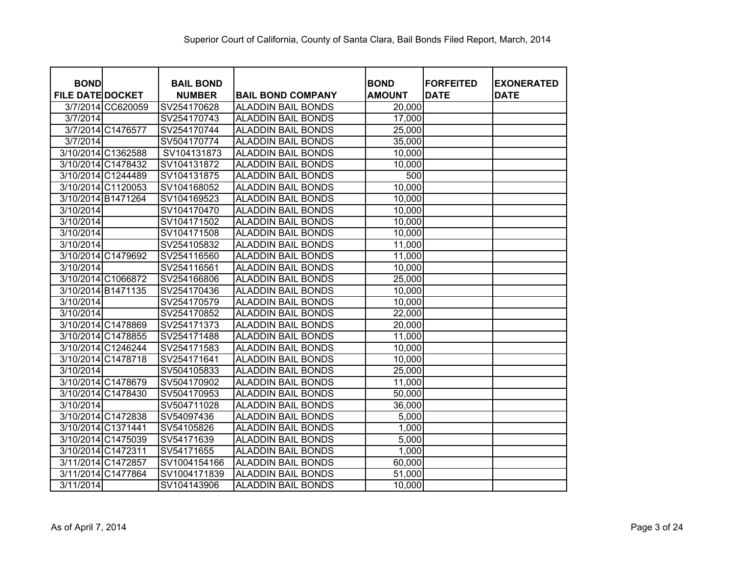Superior Court of California, County of Santa Clara, Bail Bonds Filed Report, March, 2014

| BOND FILE DATE | DOCKET | BAIL BOND NUMBER | BAIL BOND COMPANY | BOND AMOUNT | FORFEITED DATE | EXONERATED DATE |
|---|---|---|---|---|---|---|
| 3/7/2014 | CC620059 | SV254170628 | ALADDIN BAIL BONDS | 20,000 | | |
| 3/7/2014 | | SV254170743 | ALADDIN BAIL BONDS | 17,000 | | |
| 3/7/2014 | C1476577 | SV254170744 | ALADDIN BAIL BONDS | 25,000 | | |
| 3/7/2014 | | SV504170774 | ALADDIN BAIL BONDS | 35,000 | | |
| 3/10/2014 | C1362588 | SV104131873 | ALADDIN BAIL BONDS | 10,000 | | |
| 3/10/2014 | C1478432 | SV104131872 | ALADDIN BAIL BONDS | 10,000 | | |
| 3/10/2014 | C1244489 | SV104131875 | ALADDIN BAIL BONDS | 500 | | |
| 3/10/2014 | C1120053 | SV104168052 | ALADDIN BAIL BONDS | 10,000 | | |
| 3/10/2014 | B1471264 | SV104169523 | ALADDIN BAIL BONDS | 10,000 | | |
| 3/10/2014 | | SV104170470 | ALADDIN BAIL BONDS | 10,000 | | |
| 3/10/2014 | | SV104171502 | ALADDIN BAIL BONDS | 10,000 | | |
| 3/10/2014 | | SV104171508 | ALADDIN BAIL BONDS | 10,000 | | |
| 3/10/2014 | | SV254105832 | ALADDIN BAIL BONDS | 11,000 | | |
| 3/10/2014 | C1479692 | SV254116560 | ALADDIN BAIL BONDS | 11,000 | | |
| 3/10/2014 | | SV254116561 | ALADDIN BAIL BONDS | 10,000 | | |
| 3/10/2014 | C1066872 | SV254166806 | ALADDIN BAIL BONDS | 25,000 | | |
| 3/10/2014 | B1471135 | SV254170436 | ALADDIN BAIL BONDS | 10,000 | | |
| 3/10/2014 | | SV254170579 | ALADDIN BAIL BONDS | 10,000 | | |
| 3/10/2014 | | SV254170852 | ALADDIN BAIL BONDS | 22,000 | | |
| 3/10/2014 | C1478869 | SV254171373 | ALADDIN BAIL BONDS | 20,000 | | |
| 3/10/2014 | C1478855 | SV254171488 | ALADDIN BAIL BONDS | 11,000 | | |
| 3/10/2014 | C1246244 | SV254171583 | ALADDIN BAIL BONDS | 10,000 | | |
| 3/10/2014 | C1478718 | SV254171641 | ALADDIN BAIL BONDS | 10,000 | | |
| 3/10/2014 | | SV504105833 | ALADDIN BAIL BONDS | 25,000 | | |
| 3/10/2014 | C1478679 | SV504170902 | ALADDIN BAIL BONDS | 11,000 | | |
| 3/10/2014 | C1478430 | SV504170953 | ALADDIN BAIL BONDS | 50,000 | | |
| 3/10/2014 | | SV504711028 | ALADDIN BAIL BONDS | 36,000 | | |
| 3/10/2014 | C1472838 | SV54097436 | ALADDIN BAIL BONDS | 5,000 | | |
| 3/10/2014 | C1371441 | SV54105826 | ALADDIN BAIL BONDS | 1,000 | | |
| 3/10/2014 | C1475039 | SV54171639 | ALADDIN BAIL BONDS | 5,000 | | |
| 3/10/2014 | C1472311 | SV54171655 | ALADDIN BAIL BONDS | 1,000 | | |
| 3/11/2014 | C1472857 | SV1004154166 | ALADDIN BAIL BONDS | 60,000 | | |
| 3/11/2014 | C1477864 | SV1004171839 | ALADDIN BAIL BONDS | 51,000 | | |
| 3/11/2014 | | SV104143906 | ALADDIN BAIL BONDS | 10,000 | | |

As of April 7, 2014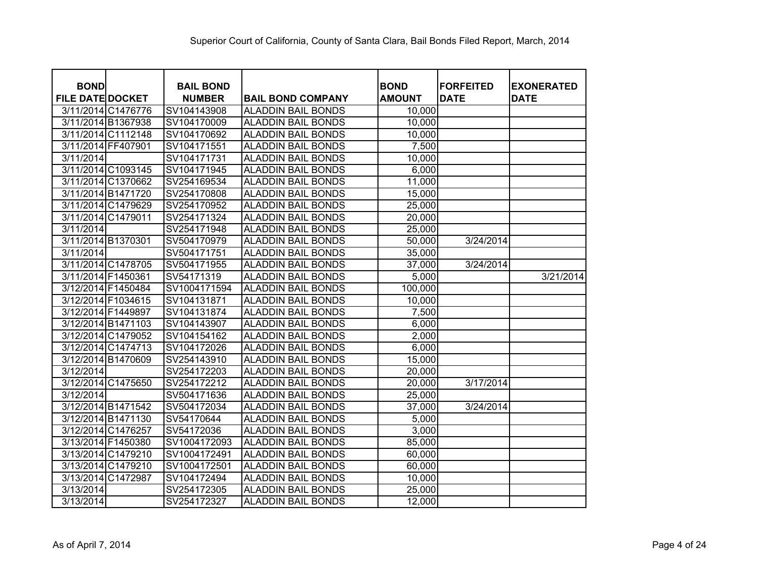Superior Court of California, County of Santa Clara, Bail Bonds Filed Report, March, 2014

| BOND FILE DATE | DOCKET | BAIL BOND NUMBER | BAIL BOND COMPANY | BOND AMOUNT | FORFEITED DATE | EXONERATED DATE |
|---|---|---|---|---|---|---|
| 3/11/2014 | C1476776 | SV104143908 | ALADDIN BAIL BONDS | 10,000 | | |
| 3/11/2014 | B1367938 | SV104170009 | ALADDIN BAIL BONDS | 10,000 | | |
| 3/11/2014 | C1112148 | SV104170692 | ALADDIN BAIL BONDS | 10,000 | | |
| 3/11/2014 | FF407901 | SV104171551 | ALADDIN BAIL BONDS | 7,500 | | |
| 3/11/2014 | | SV104171731 | ALADDIN BAIL BONDS | 10,000 | | |
| 3/11/2014 | C1093145 | SV104171945 | ALADDIN BAIL BONDS | 6,000 | | |
| 3/11/2014 | C1370662 | SV254169534 | ALADDIN BAIL BONDS | 11,000 | | |
| 3/11/2014 | B1471720 | SV254170808 | ALADDIN BAIL BONDS | 15,000 | | |
| 3/11/2014 | C1479629 | SV254170952 | ALADDIN BAIL BONDS | 25,000 | | |
| 3/11/2014 | C1479011 | SV254171324 | ALADDIN BAIL BONDS | 20,000 | | |
| 3/11/2014 | | SV254171948 | ALADDIN BAIL BONDS | 25,000 | | |
| 3/11/2014 | B1370301 | SV504170979 | ALADDIN BAIL BONDS | 50,000 | 3/24/2014 | |
| 3/11/2014 | | SV504171751 | ALADDIN BAIL BONDS | 35,000 | | |
| 3/11/2014 | C1478705 | SV504171955 | ALADDIN BAIL BONDS | 37,000 | 3/24/2014 | |
| 3/11/2014 | F1450361 | SV54171319 | ALADDIN BAIL BONDS | 5,000 | | 3/21/2014 |
| 3/12/2014 | F1450484 | SV1004171594 | ALADDIN BAIL BONDS | 100,000 | | |
| 3/12/2014 | F1034615 | SV104131871 | ALADDIN BAIL BONDS | 10,000 | | |
| 3/12/2014 | F1449897 | SV104131874 | ALADDIN BAIL BONDS | 7,500 | | |
| 3/12/2014 | B1471103 | SV104143907 | ALADDIN BAIL BONDS | 6,000 | | |
| 3/12/2014 | C1479052 | SV104154162 | ALADDIN BAIL BONDS | 2,000 | | |
| 3/12/2014 | C1474713 | SV104172026 | ALADDIN BAIL BONDS | 6,000 | | |
| 3/12/2014 | B1470609 | SV254143910 | ALADDIN BAIL BONDS | 15,000 | | |
| 3/12/2014 | | SV254172203 | ALADDIN BAIL BONDS | 20,000 | | |
| 3/12/2014 | C1475650 | SV254172212 | ALADDIN BAIL BONDS | 20,000 | 3/17/2014 | |
| 3/12/2014 | | SV504171636 | ALADDIN BAIL BONDS | 25,000 | | |
| 3/12/2014 | B1471542 | SV504172034 | ALADDIN BAIL BONDS | 37,000 | 3/24/2014 | |
| 3/12/2014 | B1471130 | SV54170644 | ALADDIN BAIL BONDS | 5,000 | | |
| 3/12/2014 | C1476257 | SV54172036 | ALADDIN BAIL BONDS | 3,000 | | |
| 3/13/2014 | F1450380 | SV1004172093 | ALADDIN BAIL BONDS | 85,000 | | |
| 3/13/2014 | C1479210 | SV1004172491 | ALADDIN BAIL BONDS | 60,000 | | |
| 3/13/2014 | C1479210 | SV1004172501 | ALADDIN BAIL BONDS | 60,000 | | |
| 3/13/2014 | C1472987 | SV104172494 | ALADDIN BAIL BONDS | 10,000 | | |
| 3/13/2014 | | SV254172305 | ALADDIN BAIL BONDS | 25,000 | | |
| 3/13/2014 | | SV254172327 | ALADDIN BAIL BONDS | 12,000 | | |

As of April 7, 2014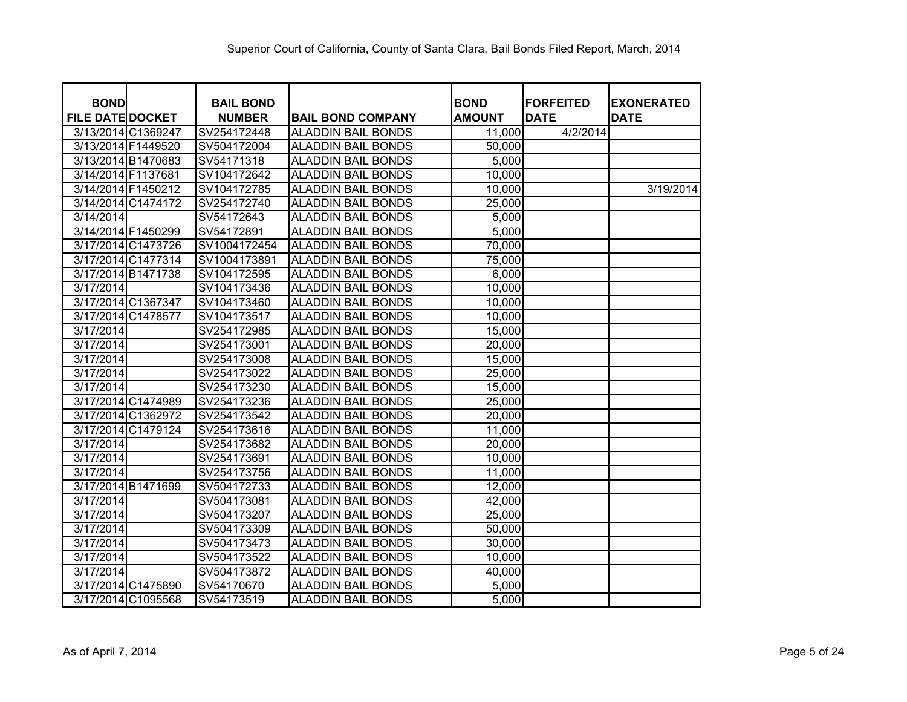Superior Court of California, County of Santa Clara, Bail Bonds Filed Report, March, 2014

| BOND FILE DATE | DOCKET | BAIL BOND NUMBER | BAIL BOND COMPANY | BOND AMOUNT | FORFEITED DATE | EXONERATED DATE |
|---|---|---|---|---|---|---|
| 3/13/2014 | C1369247 | SV254172448 | ALADDIN BAIL BONDS | 11,000 | 4/2/2014 | |
| 3/13/2014 | F1449520 | SV504172004 | ALADDIN BAIL BONDS | 50,000 | | |
| 3/13/2014 | B1470683 | SV54171318 | ALADDIN BAIL BONDS | 5,000 | | |
| 3/14/2014 | F1137681 | SV104172642 | ALADDIN BAIL BONDS | 10,000 | | |
| 3/14/2014 | F1450212 | SV104172785 | ALADDIN BAIL BONDS | 10,000 | | 3/19/2014 |
| 3/14/2014 | C1474172 | SV254172740 | ALADDIN BAIL BONDS | 25,000 | | |
| 3/14/2014 | | SV54172643 | ALADDIN BAIL BONDS | 5,000 | | |
| 3/14/2014 | F1450299 | SV54172891 | ALADDIN BAIL BONDS | 5,000 | | |
| 3/17/2014 | C1473726 | SV1004172454 | ALADDIN BAIL BONDS | 70,000 | | |
| 3/17/2014 | C1477314 | SV1004173891 | ALADDIN BAIL BONDS | 75,000 | | |
| 3/17/2014 | B1471738 | SV104172595 | ALADDIN BAIL BONDS | 6,000 | | |
| 3/17/2014 | | SV104173436 | ALADDIN BAIL BONDS | 10,000 | | |
| 3/17/2014 | C1367347 | SV104173460 | ALADDIN BAIL BONDS | 10,000 | | |
| 3/17/2014 | C1478577 | SV104173517 | ALADDIN BAIL BONDS | 10,000 | | |
| 3/17/2014 | | SV254172985 | ALADDIN BAIL BONDS | 15,000 | | |
| 3/17/2014 | | SV254173001 | ALADDIN BAIL BONDS | 20,000 | | |
| 3/17/2014 | | SV254173008 | ALADDIN BAIL BONDS | 15,000 | | |
| 3/17/2014 | | SV254173022 | ALADDIN BAIL BONDS | 25,000 | | |
| 3/17/2014 | | SV254173230 | ALADDIN BAIL BONDS | 15,000 | | |
| 3/17/2014 | C1474989 | SV254173236 | ALADDIN BAIL BONDS | 25,000 | | |
| 3/17/2014 | C1362972 | SV254173542 | ALADDIN BAIL BONDS | 20,000 | | |
| 3/17/2014 | C1479124 | SV254173616 | ALADDIN BAIL BONDS | 11,000 | | |
| 3/17/2014 | | SV254173682 | ALADDIN BAIL BONDS | 20,000 | | |
| 3/17/2014 | | SV254173691 | ALADDIN BAIL BONDS | 10,000 | | |
| 3/17/2014 | | SV254173756 | ALADDIN BAIL BONDS | 11,000 | | |
| 3/17/2014 | B1471699 | SV504172733 | ALADDIN BAIL BONDS | 12,000 | | |
| 3/17/2014 | | SV504173081 | ALADDIN BAIL BONDS | 42,000 | | |
| 3/17/2014 | | SV504173207 | ALADDIN BAIL BONDS | 25,000 | | |
| 3/17/2014 | | SV504173309 | ALADDIN BAIL BONDS | 50,000 | | |
| 3/17/2014 | | SV504173473 | ALADDIN BAIL BONDS | 30,000 | | |
| 3/17/2014 | | SV504173522 | ALADDIN BAIL BONDS | 10,000 | | |
| 3/17/2014 | | SV504173872 | ALADDIN BAIL BONDS | 40,000 | | |
| 3/17/2014 | C1475890 | SV54170670 | ALADDIN BAIL BONDS | 5,000 | | |
| 3/17/2014 | C1095568 | SV54173519 | ALADDIN BAIL BONDS | 5,000 | | |

As of April 7, 2014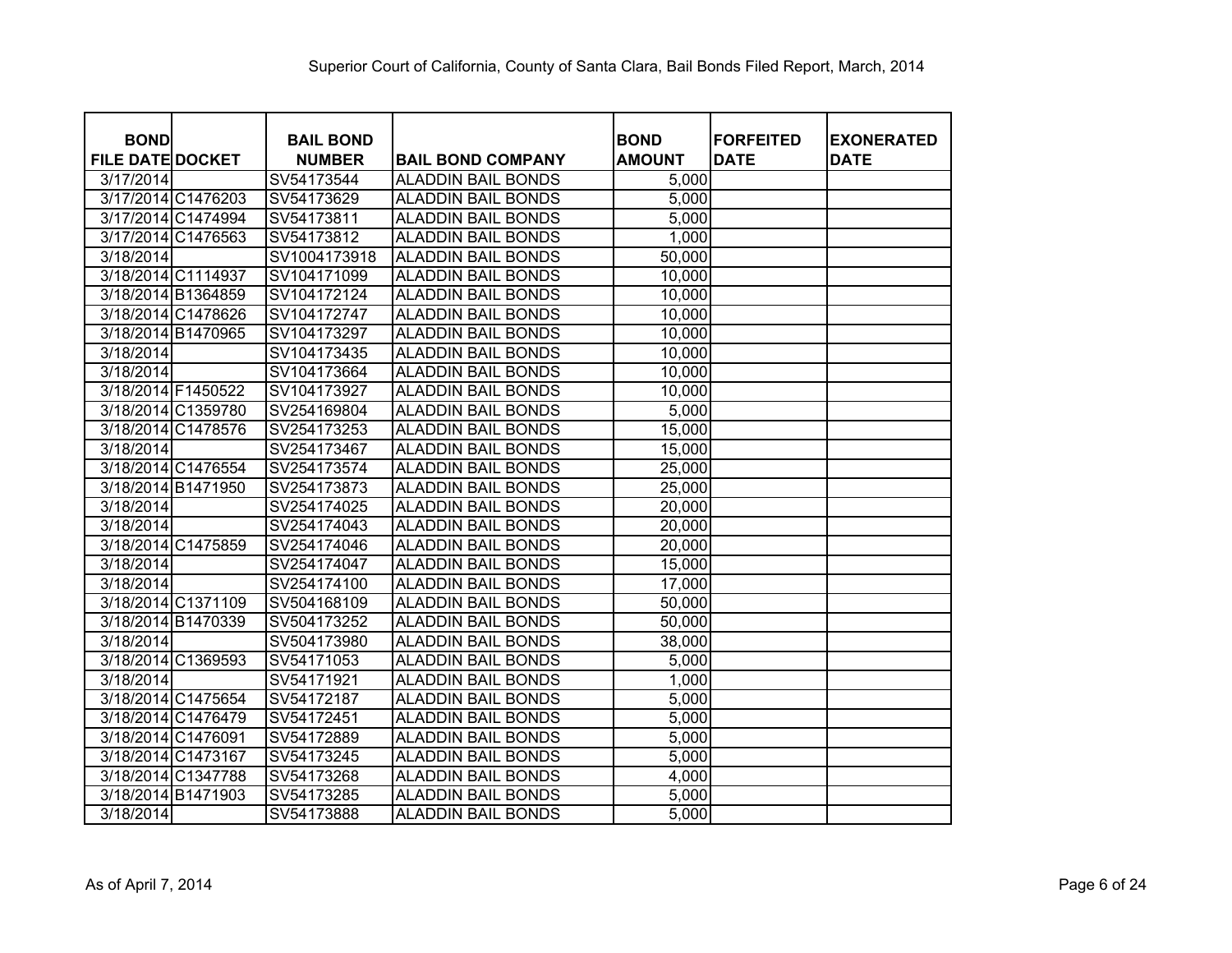Superior Court of California, County of Santa Clara, Bail Bonds Filed Report, March, 2014

| BOND FILE DATE | DOCKET | BAIL BOND NUMBER | BAIL BOND COMPANY | BOND AMOUNT | FORFEITED DATE | EXONERATED DATE |
|---|---|---|---|---|---|---|
| 3/17/2014 | | SV54173544 | ALADDIN BAIL BONDS | 5,000 | | |
| 3/17/2014 | C1476203 | SV54173629 | ALADDIN BAIL BONDS | 5,000 | | |
| 3/17/2014 | C1474994 | SV54173811 | ALADDIN BAIL BONDS | 5,000 | | |
| 3/17/2014 | C1476563 | SV54173812 | ALADDIN BAIL BONDS | 1,000 | | |
| 3/18/2014 | | SV1004173918 | ALADDIN BAIL BONDS | 50,000 | | |
| 3/18/2014 | C1114937 | SV104171099 | ALADDIN BAIL BONDS | 10,000 | | |
| 3/18/2014 | B1364859 | SV104172124 | ALADDIN BAIL BONDS | 10,000 | | |
| 3/18/2014 | C1478626 | SV104172747 | ALADDIN BAIL BONDS | 10,000 | | |
| 3/18/2014 | B1470965 | SV104173297 | ALADDIN BAIL BONDS | 10,000 | | |
| 3/18/2014 | | SV104173435 | ALADDIN BAIL BONDS | 10,000 | | |
| 3/18/2014 | | SV104173664 | ALADDIN BAIL BONDS | 10,000 | | |
| 3/18/2014 | F1450522 | SV104173927 | ALADDIN BAIL BONDS | 10,000 | | |
| 3/18/2014 | C1359780 | SV254169804 | ALADDIN BAIL BONDS | 5,000 | | |
| 3/18/2014 | C1478576 | SV254173253 | ALADDIN BAIL BONDS | 15,000 | | |
| 3/18/2014 | | SV254173467 | ALADDIN BAIL BONDS | 15,000 | | |
| 3/18/2014 | C1476554 | SV254173574 | ALADDIN BAIL BONDS | 25,000 | | |
| 3/18/2014 | B1471950 | SV254173873 | ALADDIN BAIL BONDS | 25,000 | | |
| 3/18/2014 | | SV254174025 | ALADDIN BAIL BONDS | 20,000 | | |
| 3/18/2014 | | SV254174043 | ALADDIN BAIL BONDS | 20,000 | | |
| 3/18/2014 | C1475859 | SV254174046 | ALADDIN BAIL BONDS | 20,000 | | |
| 3/18/2014 | | SV254174047 | ALADDIN BAIL BONDS | 15,000 | | |
| 3/18/2014 | | SV254174100 | ALADDIN BAIL BONDS | 17,000 | | |
| 3/18/2014 | C1371109 | SV504168109 | ALADDIN BAIL BONDS | 50,000 | | |
| 3/18/2014 | B1470339 | SV504173252 | ALADDIN BAIL BONDS | 50,000 | | |
| 3/18/2014 | | SV504173980 | ALADDIN BAIL BONDS | 38,000 | | |
| 3/18/2014 | C1369593 | SV54171053 | ALADDIN BAIL BONDS | 5,000 | | |
| 3/18/2014 | | SV54171921 | ALADDIN BAIL BONDS | 1,000 | | |
| 3/18/2014 | C1475654 | SV54172187 | ALADDIN BAIL BONDS | 5,000 | | |
| 3/18/2014 | C1476479 | SV54172451 | ALADDIN BAIL BONDS | 5,000 | | |
| 3/18/2014 | C1476091 | SV54172889 | ALADDIN BAIL BONDS | 5,000 | | |
| 3/18/2014 | C1473167 | SV54173245 | ALADDIN BAIL BONDS | 5,000 | | |
| 3/18/2014 | C1347788 | SV54173268 | ALADDIN BAIL BONDS | 4,000 | | |
| 3/18/2014 | B1471903 | SV54173285 | ALADDIN BAIL BONDS | 5,000 | | |
| 3/18/2014 | | SV54173888 | ALADDIN BAIL BONDS | 5,000 | | |

As of April 7, 2014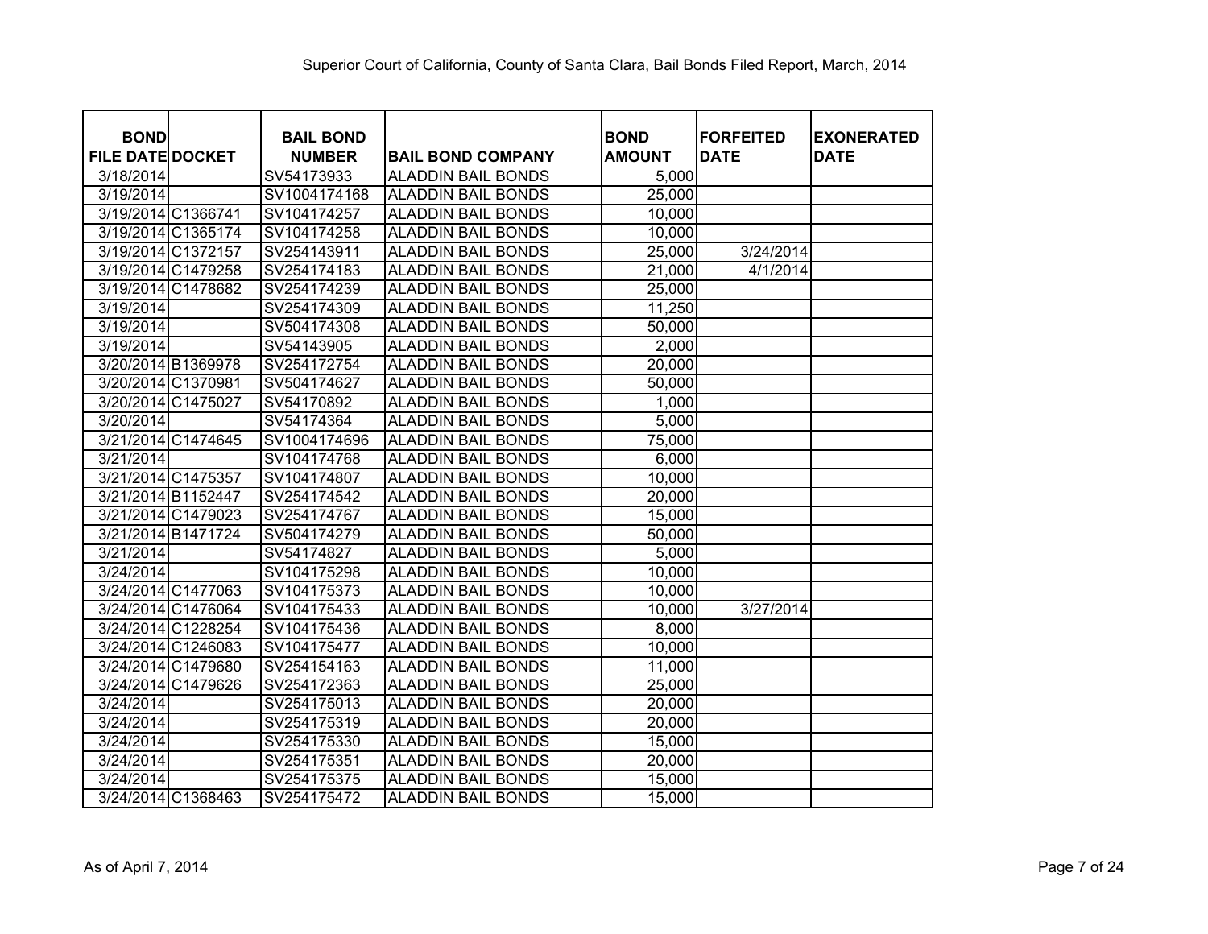Superior Court of California, County of Santa Clara, Bail Bonds Filed Report, March, 2014

| BOND FILE DATE | DOCKET | BAIL BOND NUMBER | BAIL BOND COMPANY | BOND AMOUNT | FORFEITED DATE | EXONERATED DATE |
|---|---|---|---|---|---|---|
| 3/18/2014 | | SV54173933 | ALADDIN BAIL BONDS | 5,000 | | |
| 3/19/2014 | | SV1004174168 | ALADDIN BAIL BONDS | 25,000 | | |
| 3/19/2014 | C1366741 | SV104174257 | ALADDIN BAIL BONDS | 10,000 | | |
| 3/19/2014 | C1365174 | SV104174258 | ALADDIN BAIL BONDS | 10,000 | | |
| 3/19/2014 | C1372157 | SV254143911 | ALADDIN BAIL BONDS | 25,000 | 3/24/2014 | |
| 3/19/2014 | C1479258 | SV254174183 | ALADDIN BAIL BONDS | 21,000 | 4/1/2014 | |
| 3/19/2014 | C1478682 | SV254174239 | ALADDIN BAIL BONDS | 25,000 | | |
| 3/19/2014 | | SV254174309 | ALADDIN BAIL BONDS | 11,250 | | |
| 3/19/2014 | | SV504174308 | ALADDIN BAIL BONDS | 50,000 | | |
| 3/19/2014 | | SV54143905 | ALADDIN BAIL BONDS | 2,000 | | |
| 3/20/2014 | B1369978 | SV254172754 | ALADDIN BAIL BONDS | 20,000 | | |
| 3/20/2014 | C1370981 | SV504174627 | ALADDIN BAIL BONDS | 50,000 | | |
| 3/20/2014 | C1475027 | SV54170892 | ALADDIN BAIL BONDS | 1,000 | | |
| 3/20/2014 | | SV54174364 | ALADDIN BAIL BONDS | 5,000 | | |
| 3/21/2014 | C1474645 | SV1004174696 | ALADDIN BAIL BONDS | 75,000 | | |
| 3/21/2014 | | SV104174768 | ALADDIN BAIL BONDS | 6,000 | | |
| 3/21/2014 | C1475357 | SV104174807 | ALADDIN BAIL BONDS | 10,000 | | |
| 3/21/2014 | B1152447 | SV254174542 | ALADDIN BAIL BONDS | 20,000 | | |
| 3/21/2014 | C1479023 | SV254174767 | ALADDIN BAIL BONDS | 15,000 | | |
| 3/21/2014 | B1471724 | SV504174279 | ALADDIN BAIL BONDS | 50,000 | | |
| 3/21/2014 | | SV54174827 | ALADDIN BAIL BONDS | 5,000 | | |
| 3/24/2014 | | SV104175298 | ALADDIN BAIL BONDS | 10,000 | | |
| 3/24/2014 | C1477063 | SV104175373 | ALADDIN BAIL BONDS | 10,000 | | |
| 3/24/2014 | C1476064 | SV104175433 | ALADDIN BAIL BONDS | 10,000 | 3/27/2014 | |
| 3/24/2014 | C1228254 | SV104175436 | ALADDIN BAIL BONDS | 8,000 | | |
| 3/24/2014 | C1246083 | SV104175477 | ALADDIN BAIL BONDS | 10,000 | | |
| 3/24/2014 | C1479680 | SV254154163 | ALADDIN BAIL BONDS | 11,000 | | |
| 3/24/2014 | C1479626 | SV254172363 | ALADDIN BAIL BONDS | 25,000 | | |
| 3/24/2014 | | SV254175013 | ALADDIN BAIL BONDS | 20,000 | | |
| 3/24/2014 | | SV254175319 | ALADDIN BAIL BONDS | 20,000 | | |
| 3/24/2014 | | SV254175330 | ALADDIN BAIL BONDS | 15,000 | | |
| 3/24/2014 | | SV254175351 | ALADDIN BAIL BONDS | 20,000 | | |
| 3/24/2014 | | SV254175375 | ALADDIN BAIL BONDS | 15,000 | | |
| 3/24/2014 | C1368463 | SV254175472 | ALADDIN BAIL BONDS | 15,000 | | |

As of April 7, 2014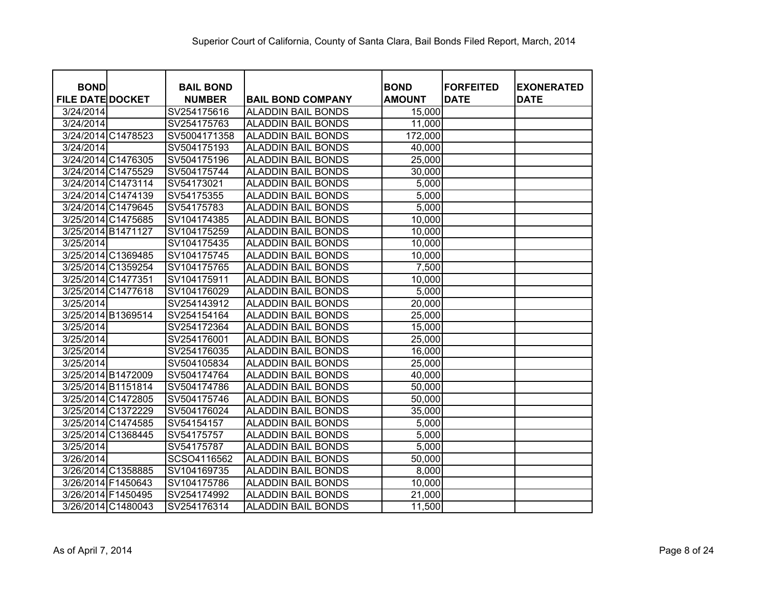Superior Court of California, County of Santa Clara, Bail Bonds Filed Report, March, 2014

| BOND FILE DATE | DOCKET | BAIL BOND NUMBER | BAIL BOND COMPANY | BOND AMOUNT | FORFEITED DATE | EXONERATED DATE |
|---|---|---|---|---|---|---|
| 3/24/2014 | | SV254175616 | ALADDIN BAIL BONDS | 15,000 | | |
| 3/24/2014 | | SV254175763 | ALADDIN BAIL BONDS | 11,000 | | |
| 3/24/2014 | C1478523 | SV5004171358 | ALADDIN BAIL BONDS | 172,000 | | |
| 3/24/2014 | | SV504175193 | ALADDIN BAIL BONDS | 40,000 | | |
| 3/24/2014 | C1476305 | SV504175196 | ALADDIN BAIL BONDS | 25,000 | | |
| 3/24/2014 | C1475529 | SV504175744 | ALADDIN BAIL BONDS | 30,000 | | |
| 3/24/2014 | C1473114 | SV54173021 | ALADDIN BAIL BONDS | 5,000 | | |
| 3/24/2014 | C1474139 | SV54175355 | ALADDIN BAIL BONDS | 5,000 | | |
| 3/24/2014 | C1479645 | SV54175783 | ALADDIN BAIL BONDS | 5,000 | | |
| 3/25/2014 | C1475685 | SV104174385 | ALADDIN BAIL BONDS | 10,000 | | |
| 3/25/2014 | B1471127 | SV104175259 | ALADDIN BAIL BONDS | 10,000 | | |
| 3/25/2014 | | SV104175435 | ALADDIN BAIL BONDS | 10,000 | | |
| 3/25/2014 | C1369485 | SV104175745 | ALADDIN BAIL BONDS | 10,000 | | |
| 3/25/2014 | C1359254 | SV104175765 | ALADDIN BAIL BONDS | 7,500 | | |
| 3/25/2014 | C1477351 | SV104175911 | ALADDIN BAIL BONDS | 10,000 | | |
| 3/25/2014 | C1477618 | SV104176029 | ALADDIN BAIL BONDS | 5,000 | | |
| 3/25/2014 | | SV254143912 | ALADDIN BAIL BONDS | 20,000 | | |
| 3/25/2014 | B1369514 | SV254154164 | ALADDIN BAIL BONDS | 25,000 | | |
| 3/25/2014 | | SV254172364 | ALADDIN BAIL BONDS | 15,000 | | |
| 3/25/2014 | | SV254176001 | ALADDIN BAIL BONDS | 25,000 | | |
| 3/25/2014 | | SV254176035 | ALADDIN BAIL BONDS | 16,000 | | |
| 3/25/2014 | | SV504105834 | ALADDIN BAIL BONDS | 25,000 | | |
| 3/25/2014 | B1472009 | SV504174764 | ALADDIN BAIL BONDS | 40,000 | | |
| 3/25/2014 | B1151814 | SV504174786 | ALADDIN BAIL BONDS | 50,000 | | |
| 3/25/2014 | C1472805 | SV504175746 | ALADDIN BAIL BONDS | 50,000 | | |
| 3/25/2014 | C1372229 | SV504176024 | ALADDIN BAIL BONDS | 35,000 | | |
| 3/25/2014 | C1474585 | SV54154157 | ALADDIN BAIL BONDS | 5,000 | | |
| 3/25/2014 | C1368445 | SV54175757 | ALADDIN BAIL BONDS | 5,000 | | |
| 3/25/2014 | | SV54175787 | ALADDIN BAIL BONDS | 5,000 | | |
| 3/26/2014 | | SCSO4116562 | ALADDIN BAIL BONDS | 50,000 | | |
| 3/26/2014 | C1358885 | SV104169735 | ALADDIN BAIL BONDS | 8,000 | | |
| 3/26/2014 | F1450643 | SV104175786 | ALADDIN BAIL BONDS | 10,000 | | |
| 3/26/2014 | F1450495 | SV254174992 | ALADDIN BAIL BONDS | 21,000 | | |
| 3/26/2014 | C1480043 | SV254176314 | ALADDIN BAIL BONDS | 11,500 | | |

As of April 7, 2014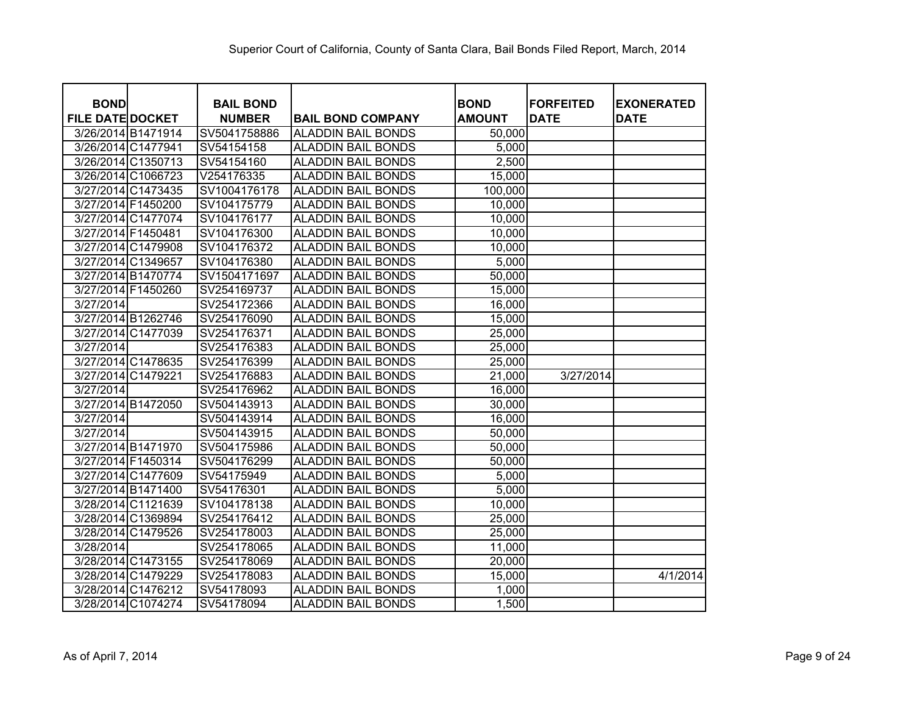Superior Court of California, County of Santa Clara, Bail Bonds Filed Report, March, 2014

| BOND FILE DATE | DOCKET | BAIL BOND NUMBER | BAIL BOND COMPANY | BOND AMOUNT | FORFEITED DATE | EXONERATED DATE |
|---|---|---|---|---|---|---|
| 3/26/2014 | B1471914 | SV5041758886 | ALADDIN BAIL BONDS | 50,000 | | |
| 3/26/2014 | C1477941 | SV54154158 | ALADDIN BAIL BONDS | 5,000 | | |
| 3/26/2014 | C1350713 | SV54154160 | ALADDIN BAIL BONDS | 2,500 | | |
| 3/26/2014 | C1066723 | V254176335 | ALADDIN BAIL BONDS | 15,000 | | |
| 3/27/2014 | C1473435 | SV1004176178 | ALADDIN BAIL BONDS | 100,000 | | |
| 3/27/2014 | F1450200 | SV104175779 | ALADDIN BAIL BONDS | 10,000 | | |
| 3/27/2014 | C1477074 | SV104176177 | ALADDIN BAIL BONDS | 10,000 | | |
| 3/27/2014 | F1450481 | SV104176300 | ALADDIN BAIL BONDS | 10,000 | | |
| 3/27/2014 | C1479908 | SV104176372 | ALADDIN BAIL BONDS | 10,000 | | |
| 3/27/2014 | C1349657 | SV104176380 | ALADDIN BAIL BONDS | 5,000 | | |
| 3/27/2014 | B1470774 | SV1504171697 | ALADDIN BAIL BONDS | 50,000 | | |
| 3/27/2014 | F1450260 | SV254169737 | ALADDIN BAIL BONDS | 15,000 | | |
| 3/27/2014 | | SV254172366 | ALADDIN BAIL BONDS | 16,000 | | |
| 3/27/2014 | B1262746 | SV254176090 | ALADDIN BAIL BONDS | 15,000 | | |
| 3/27/2014 | C1477039 | SV254176371 | ALADDIN BAIL BONDS | 25,000 | | |
| 3/27/2014 | | SV254176383 | ALADDIN BAIL BONDS | 25,000 | | |
| 3/27/2014 | C1478635 | SV254176399 | ALADDIN BAIL BONDS | 25,000 | | |
| 3/27/2014 | C1479221 | SV254176883 | ALADDIN BAIL BONDS | 21,000 | 3/27/2014 | |
| 3/27/2014 | | SV254176962 | ALADDIN BAIL BONDS | 16,000 | | |
| 3/27/2014 | B1472050 | SV504143913 | ALADDIN BAIL BONDS | 30,000 | | |
| 3/27/2014 | | SV504143914 | ALADDIN BAIL BONDS | 16,000 | | |
| 3/27/2014 | | SV504143915 | ALADDIN BAIL BONDS | 50,000 | | |
| 3/27/2014 | B1471970 | SV504175986 | ALADDIN BAIL BONDS | 50,000 | | |
| 3/27/2014 | F1450314 | SV504176299 | ALADDIN BAIL BONDS | 50,000 | | |
| 3/27/2014 | C1477609 | SV54175949 | ALADDIN BAIL BONDS | 5,000 | | |
| 3/27/2014 | B1471400 | SV54176301 | ALADDIN BAIL BONDS | 5,000 | | |
| 3/28/2014 | C1121639 | SV104178138 | ALADDIN BAIL BONDS | 10,000 | | |
| 3/28/2014 | C1369894 | SV254176412 | ALADDIN BAIL BONDS | 25,000 | | |
| 3/28/2014 | C1479526 | SV254178003 | ALADDIN BAIL BONDS | 25,000 | | |
| 3/28/2014 | | SV254178065 | ALADDIN BAIL BONDS | 11,000 | | |
| 3/28/2014 | C1473155 | SV254178069 | ALADDIN BAIL BONDS | 20,000 | | |
| 3/28/2014 | C1479229 | SV254178083 | ALADDIN BAIL BONDS | 15,000 | | 4/1/2014 |
| 3/28/2014 | C1476212 | SV54178093 | ALADDIN BAIL BONDS | 1,000 | | |
| 3/28/2014 | C1074274 | SV54178094 | ALADDIN BAIL BONDS | 1,500 | | |

As of April 7, 2014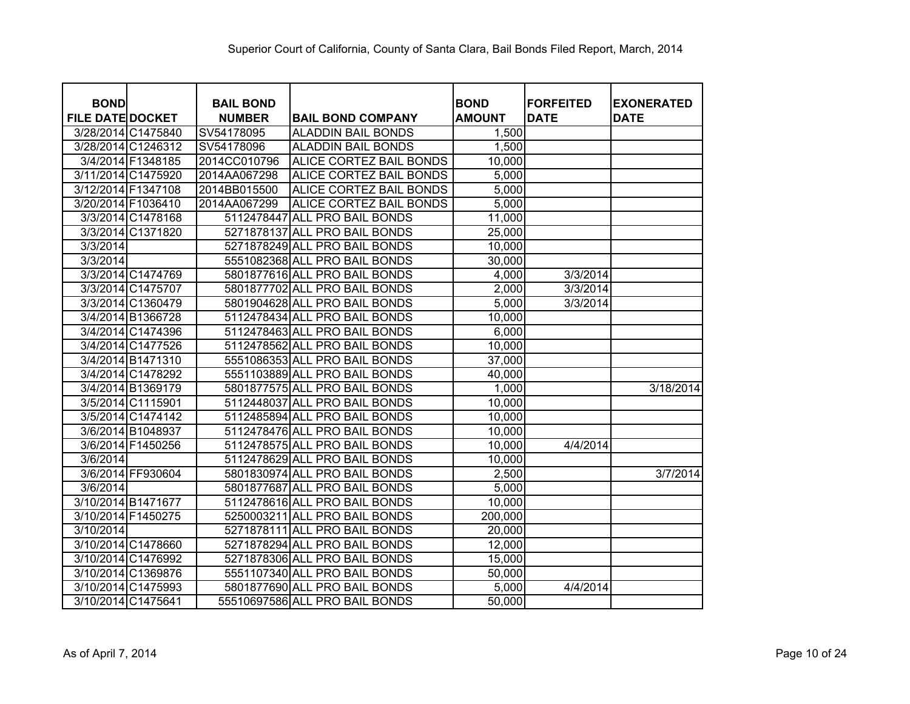# Superior Court of California, County of Santa Clara, Bail Bonds Filed Report, March, 2014

| BOND FILE DATE | DOCKET | BAIL BOND NUMBER | BAIL BOND COMPANY | BOND AMOUNT | FORFEITED DATE | EXONERATED DATE |
|---|---|---|---|---|---|---|
| 3/28/2014 | C1475840 | SV54178095 | ALADDIN BAIL BONDS | 1,500 | | |
| 3/28/2014 | C1246312 | SV54178096 | ALADDIN BAIL BONDS | 1,500 | | |
| 3/4/2014 | F1348185 | 2014CC010796 | ALICE CORTEZ BAIL BONDS | 10,000 | | |
| 3/11/2014 | C1475920 | 2014AA067298 | ALICE CORTEZ BAIL BONDS | 5,000 | | |
| 3/12/2014 | F1347108 | 2014BB015500 | ALICE CORTEZ BAIL BONDS | 5,000 | | |
| 3/20/2014 | F1036410 | 2014AA067299 | ALICE CORTEZ BAIL BONDS | 5,000 | | |
| 3/3/2014 | C1478168 | 5112478447 | ALL PRO BAIL BONDS | 11,000 | | |
| 3/3/2014 | C1371820 | 5271878137 | ALL PRO BAIL BONDS | 25,000 | | |
| 3/3/2014 | | 5271878249 | ALL PRO BAIL BONDS | 10,000 | | |
| 3/3/2014 | | 5551082368 | ALL PRO BAIL BONDS | 30,000 | | |
| 3/3/2014 | C1474769 | 5801877616 | ALL PRO BAIL BONDS | 4,000 | 3/3/2014 | |
| 3/3/2014 | C1475707 | 5801877702 | ALL PRO BAIL BONDS | 2,000 | 3/3/2014 | |
| 3/3/2014 | C1360479 | 5801904628 | ALL PRO BAIL BONDS | 5,000 | 3/3/2014 | |
| 3/4/2014 | B1366728 | 5112478434 | ALL PRO BAIL BONDS | 10,000 | | |
| 3/4/2014 | C1474396 | 5112478463 | ALL PRO BAIL BONDS | 6,000 | | |
| 3/4/2014 | C1477526 | 5112478562 | ALL PRO BAIL BONDS | 10,000 | | |
| 3/4/2014 | B1471310 | 5551086353 | ALL PRO BAIL BONDS | 37,000 | | |
| 3/4/2014 | C1478292 | 5551103889 | ALL PRO BAIL BONDS | 40,000 | | |
| 3/4/2014 | B1369179 | 5801877575 | ALL PRO BAIL BONDS | 1,000 | | 3/18/2014 |
| 3/5/2014 | C1115901 | 5112448037 | ALL PRO BAIL BONDS | 10,000 | | |
| 3/5/2014 | C1474142 | 5112485894 | ALL PRO BAIL BONDS | 10,000 | | |
| 3/6/2014 | B1048937 | 5112478476 | ALL PRO BAIL BONDS | 10,000 | | |
| 3/6/2014 | F1450256 | 5112478575 | ALL PRO BAIL BONDS | 10,000 | 4/4/2014 | |
| 3/6/2014 | | 5112478629 | ALL PRO BAIL BONDS | 10,000 | | |
| 3/6/2014 | FF930604 | 5801830974 | ALL PRO BAIL BONDS | 2,500 | | 3/7/2014 |
| 3/6/2014 | | 5801877687 | ALL PRO BAIL BONDS | 5,000 | | |
| 3/10/2014 | B1471677 | 5112478616 | ALL PRO BAIL BONDS | 10,000 | | |
| 3/10/2014 | F1450275 | 5250003211 | ALL PRO BAIL BONDS | 200,000 | | |
| 3/10/2014 | | 5271878111 | ALL PRO BAIL BONDS | 20,000 | | |
| 3/10/2014 | C1478660 | 5271878294 | ALL PRO BAIL BONDS | 12,000 | | |
| 3/10/2014 | C1476992 | 5271878306 | ALL PRO BAIL BONDS | 15,000 | | |
| 3/10/2014 | C1369876 | 5551107340 | ALL PRO BAIL BONDS | 50,000 | | |
| 3/10/2014 | C1475993 | 5801877690 | ALL PRO BAIL BONDS | 5,000 | 4/4/2014 | |
| 3/10/2014 | C1475641 | 55510697586 | ALL PRO BAIL BONDS | 50,000 | | |

As of April 7, 2014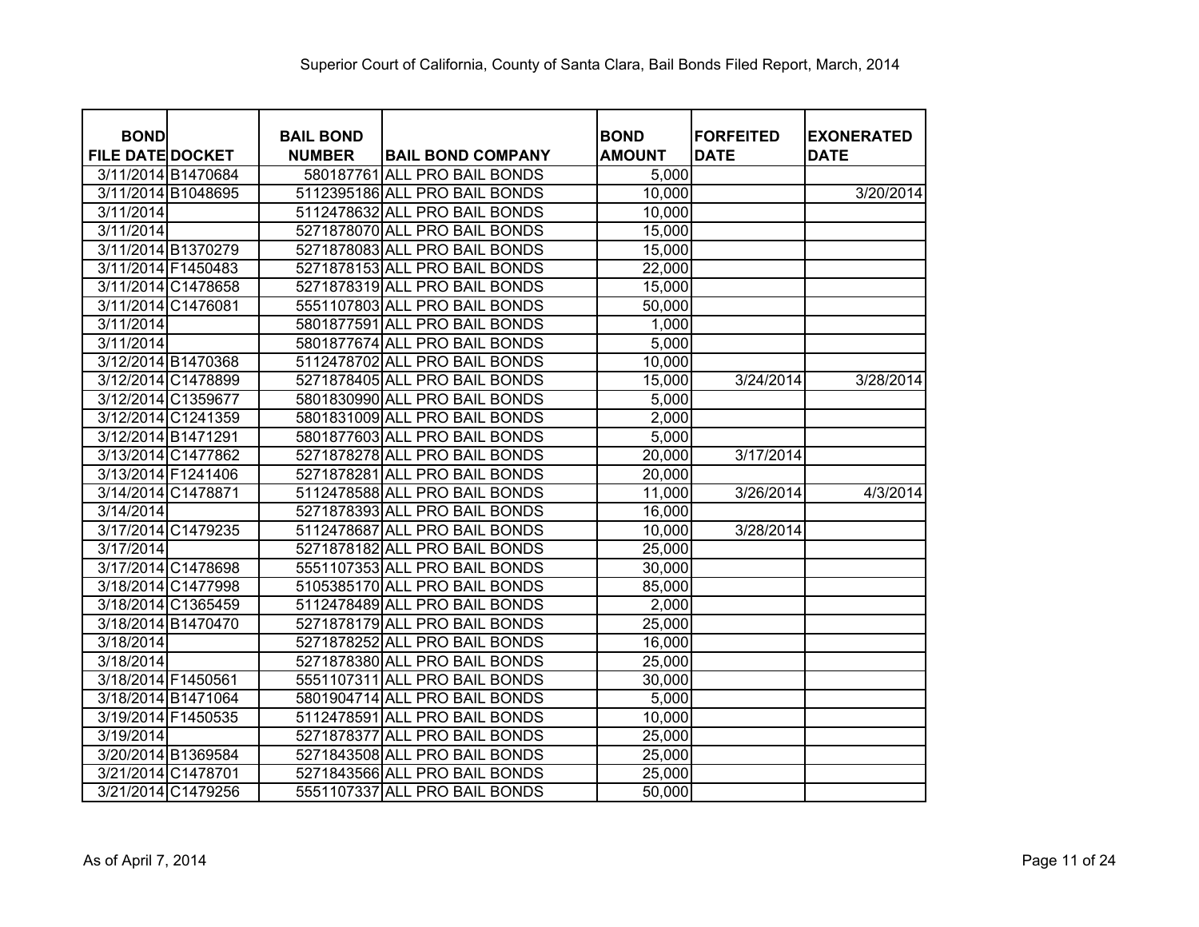Superior Court of California, County of Santa Clara, Bail Bonds Filed Report, March, 2014

| BOND FILE DATE | DOCKET | BAIL BOND NUMBER | BAIL BOND COMPANY | BOND AMOUNT | FORFEITED DATE | EXONERATED DATE |
|---|---|---|---|---|---|---|
| 3/11/2014 | B1470684 | 580187761 | ALL PRO BAIL BONDS | 5,000 | | |
| 3/11/2014 | B1048695 | 5112395186 | ALL PRO BAIL BONDS | 10,000 | | 3/20/2014 |
| 3/11/2014 | | 5112478632 | ALL PRO BAIL BONDS | 10,000 | | |
| 3/11/2014 | | 5271878070 | ALL PRO BAIL BONDS | 15,000 | | |
| 3/11/2014 | B1370279 | 5271878083 | ALL PRO BAIL BONDS | 15,000 | | |
| 3/11/2014 | F1450483 | 5271878153 | ALL PRO BAIL BONDS | 22,000 | | |
| 3/11/2014 | C1478658 | 5271878319 | ALL PRO BAIL BONDS | 15,000 | | |
| 3/11/2014 | C1476081 | 5551107803 | ALL PRO BAIL BONDS | 50,000 | | |
| 3/11/2014 | | 5801877591 | ALL PRO BAIL BONDS | 1,000 | | |
| 3/11/2014 | | 5801877674 | ALL PRO BAIL BONDS | 5,000 | | |
| 3/12/2014 | B1470368 | 5112478702 | ALL PRO BAIL BONDS | 10,000 | | |
| 3/12/2014 | C1478899 | 5271878405 | ALL PRO BAIL BONDS | 15,000 | 3/24/2014 | 3/28/2014 |
| 3/12/2014 | C1359677 | 5801830990 | ALL PRO BAIL BONDS | 5,000 | | |
| 3/12/2014 | C1241359 | 5801831009 | ALL PRO BAIL BONDS | 2,000 | | |
| 3/12/2014 | B1471291 | 5801877603 | ALL PRO BAIL BONDS | 5,000 | | |
| 3/13/2014 | C1477862 | 5271878278 | ALL PRO BAIL BONDS | 20,000 | 3/17/2014 | |
| 3/13/2014 | F1241406 | 5271878281 | ALL PRO BAIL BONDS | 20,000 | | |
| 3/14/2014 | C1478871 | 5112478588 | ALL PRO BAIL BONDS | 11,000 | 3/26/2014 | 4/3/2014 |
| 3/14/2014 | | 5271878393 | ALL PRO BAIL BONDS | 16,000 | | |
| 3/17/2014 | C1479235 | 5112478687 | ALL PRO BAIL BONDS | 10,000 | 3/28/2014 | |
| 3/17/2014 | | 5271878182 | ALL PRO BAIL BONDS | 25,000 | | |
| 3/17/2014 | C1478698 | 5551107353 | ALL PRO BAIL BONDS | 30,000 | | |
| 3/18/2014 | C1477998 | 5105385170 | ALL PRO BAIL BONDS | 85,000 | | |
| 3/18/2014 | C1365459 | 5112478489 | ALL PRO BAIL BONDS | 2,000 | | |
| 3/18/2014 | B1470470 | 5271878179 | ALL PRO BAIL BONDS | 25,000 | | |
| 3/18/2014 | | 5271878252 | ALL PRO BAIL BONDS | 16,000 | | |
| 3/18/2014 | | 5271878380 | ALL PRO BAIL BONDS | 25,000 | | |
| 3/18/2014 | F1450561 | 5551107311 | ALL PRO BAIL BONDS | 30,000 | | |
| 3/18/2014 | B1471064 | 5801904714 | ALL PRO BAIL BONDS | 5,000 | | |
| 3/19/2014 | F1450535 | 5112478591 | ALL PRO BAIL BONDS | 10,000 | | |
| 3/19/2014 | | 5271878377 | ALL PRO BAIL BONDS | 25,000 | | |
| 3/20/2014 | B1369584 | 5271843508 | ALL PRO BAIL BONDS | 25,000 | | |
| 3/21/2014 | C1478701 | 5271843566 | ALL PRO BAIL BONDS | 25,000 | | |
| 3/21/2014 | C1479256 | 5551107337 | ALL PRO BAIL BONDS | 50,000 | | |

As of April 7, 2014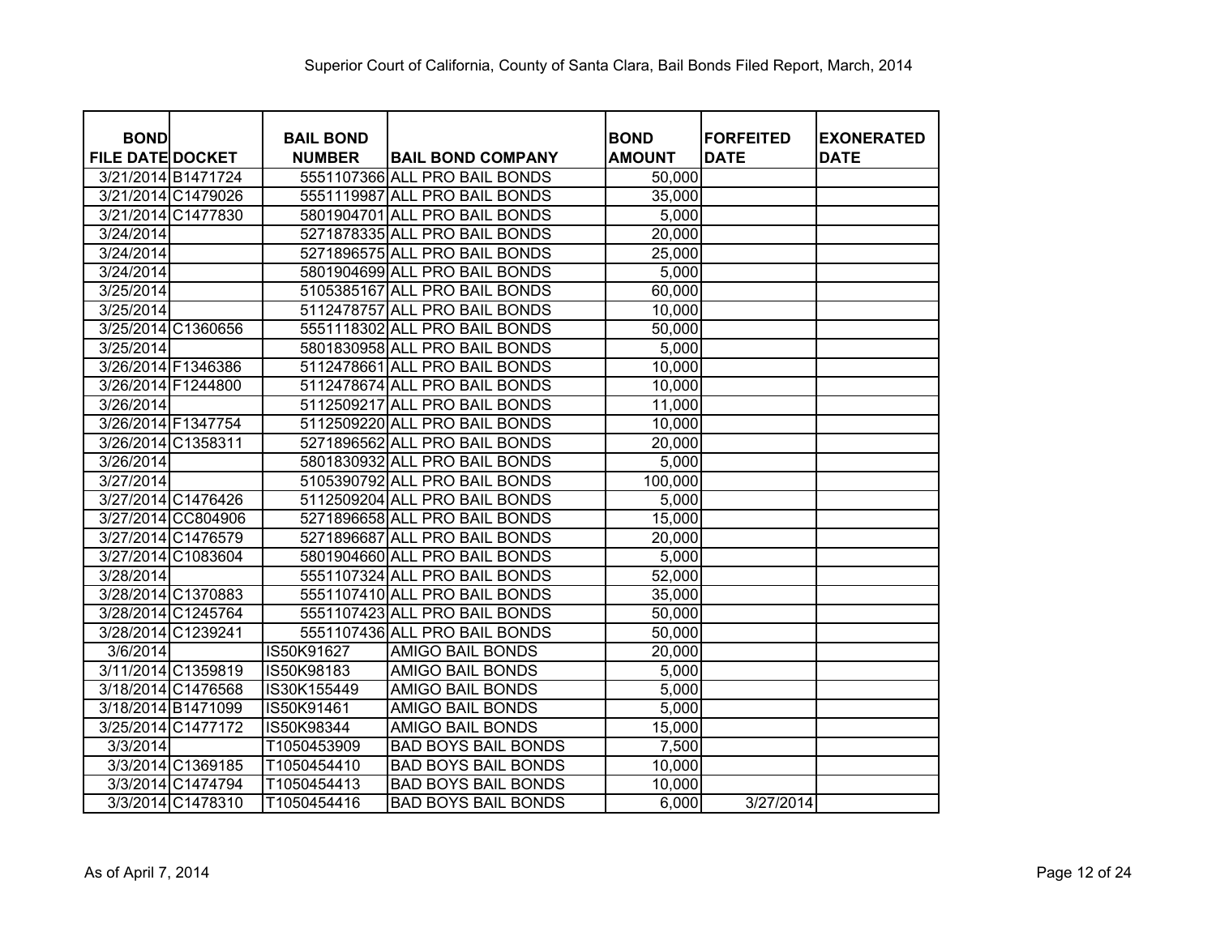Superior Court of California, County of Santa Clara, Bail Bonds Filed Report, March, 2014

| BOND FILE DATE | DOCKET | BAIL BOND NUMBER | BAIL BOND COMPANY | BOND AMOUNT | FORFEITED DATE | EXONERATED DATE |
|---|---|---|---|---|---|---|
| 3/21/2014 | B1471724 | 5551107366 | ALL PRO BAIL BONDS | 50,000 | | |
| 3/21/2014 | C1479026 | 5551119987 | ALL PRO BAIL BONDS | 35,000 | | |
| 3/21/2014 | C1477830 | 5801904701 | ALL PRO BAIL BONDS | 5,000 | | |
| 3/24/2014 | | 5271878335 | ALL PRO BAIL BONDS | 20,000 | | |
| 3/24/2014 | | 5271896575 | ALL PRO BAIL BONDS | 25,000 | | |
| 3/24/2014 | | 5801904699 | ALL PRO BAIL BONDS | 5,000 | | |
| 3/25/2014 | | 5105385167 | ALL PRO BAIL BONDS | 60,000 | | |
| 3/25/2014 | | 5112478757 | ALL PRO BAIL BONDS | 10,000 | | |
| 3/25/2014 | C1360656 | 5551118302 | ALL PRO BAIL BONDS | 50,000 | | |
| 3/25/2014 | | 5801830958 | ALL PRO BAIL BONDS | 5,000 | | |
| 3/26/2014 | F1346386 | 5112478661 | ALL PRO BAIL BONDS | 10,000 | | |
| 3/26/2014 | F1244800 | 5112478674 | ALL PRO BAIL BONDS | 10,000 | | |
| 3/26/2014 | | 5112509217 | ALL PRO BAIL BONDS | 11,000 | | |
| 3/26/2014 | F1347754 | 5112509220 | ALL PRO BAIL BONDS | 10,000 | | |
| 3/26/2014 | C1358311 | 5271896562 | ALL PRO BAIL BONDS | 20,000 | | |
| 3/26/2014 | | 5801830932 | ALL PRO BAIL BONDS | 5,000 | | |
| 3/27/2014 | | 5105390792 | ALL PRO BAIL BONDS | 100,000 | | |
| 3/27/2014 | C1476426 | 5112509204 | ALL PRO BAIL BONDS | 5,000 | | |
| 3/27/2014 | CC804906 | 5271896658 | ALL PRO BAIL BONDS | 15,000 | | |
| 3/27/2014 | C1476579 | 5271896687 | ALL PRO BAIL BONDS | 20,000 | | |
| 3/27/2014 | C1083604 | 5801904660 | ALL PRO BAIL BONDS | 5,000 | | |
| 3/28/2014 | | 5551107324 | ALL PRO BAIL BONDS | 52,000 | | |
| 3/28/2014 | C1370883 | 5551107410 | ALL PRO BAIL BONDS | 35,000 | | |
| 3/28/2014 | C1245764 | 5551107423 | ALL PRO BAIL BONDS | 50,000 | | |
| 3/28/2014 | C1239241 | 5551107436 | ALL PRO BAIL BONDS | 50,000 | | |
| 3/6/2014 | | IS50K91627 | AMIGO BAIL BONDS | 20,000 | | |
| 3/11/2014 | C1359819 | IS50K98183 | AMIGO BAIL BONDS | 5,000 | | |
| 3/18/2014 | C1476568 | IS30K155449 | AMIGO BAIL BONDS | 5,000 | | |
| 3/18/2014 | B1471099 | IS50K91461 | AMIGO BAIL BONDS | 5,000 | | |
| 3/25/2014 | C1477172 | IS50K98344 | AMIGO BAIL BONDS | 15,000 | | |
| 3/3/2014 | | T1050453909 | BAD BOYS BAIL BONDS | 7,500 | | |
| 3/3/2014 | C1369185 | T1050454410 | BAD BOYS BAIL BONDS | 10,000 | | |
| 3/3/2014 | C1474794 | T1050454413 | BAD BOYS BAIL BONDS | 10,000 | | |
| 3/3/2014 | C1478310 | T1050454416 | BAD BOYS BAIL BONDS | 6,000 | 3/27/2014 | |

As of April 7, 2014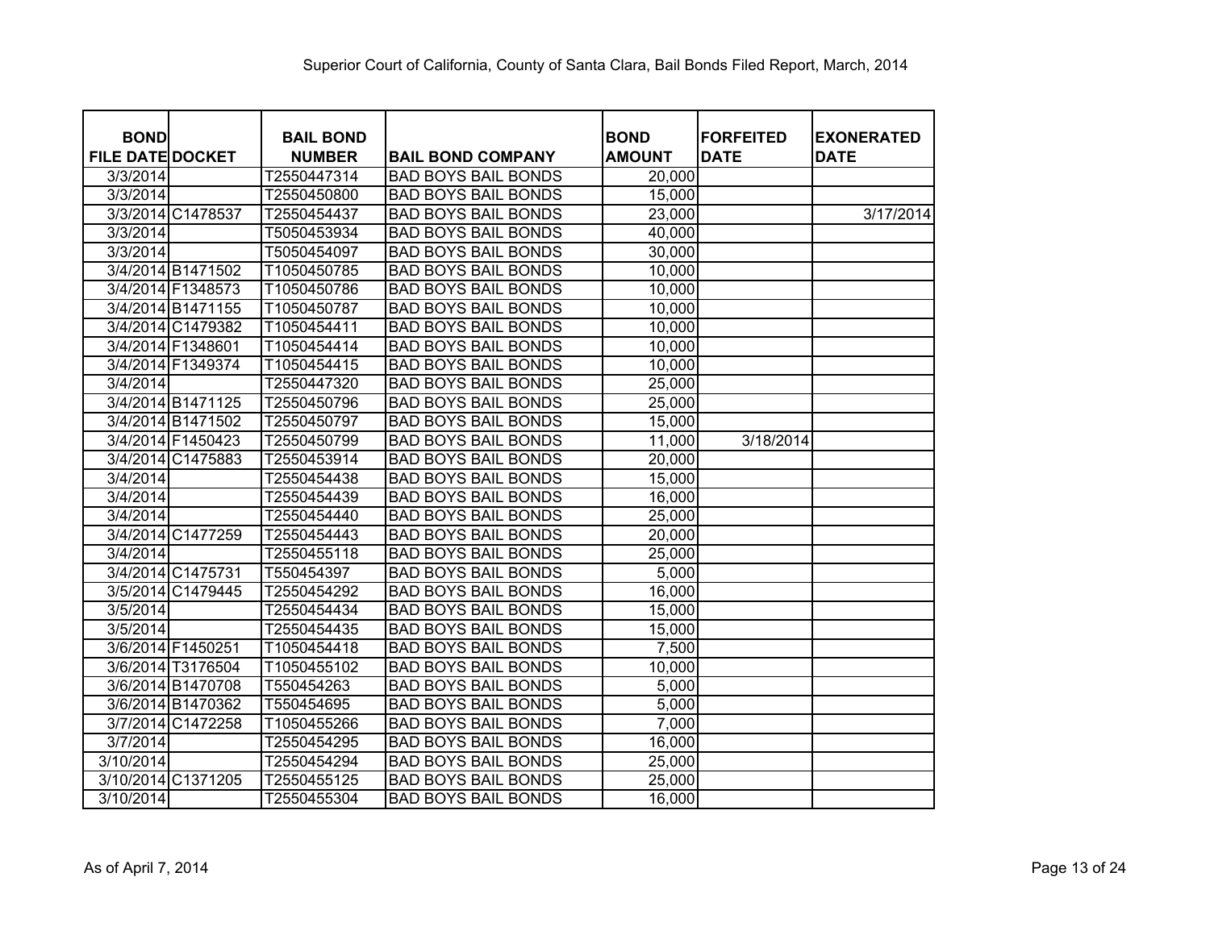Superior Court of California, County of Santa Clara, Bail Bonds Filed Report, March, 2014

| BOND FILE DATE | DOCKET | BAIL BOND NUMBER | BAIL BOND COMPANY | BOND AMOUNT | FORFEITED DATE | EXONERATED DATE |
|---|---|---|---|---|---|---|
| 3/3/2014 | | T2550447314 | BAD BOYS BAIL BONDS | 20,000 | | |
| 3/3/2014 | | T2550450800 | BAD BOYS BAIL BONDS | 15,000 | | |
| 3/3/2014 | C1478537 | T2550454437 | BAD BOYS BAIL BONDS | 23,000 | | 3/17/2014 |
| 3/3/2014 | | T5050453934 | BAD BOYS BAIL BONDS | 40,000 | | |
| 3/3/2014 | | T5050454097 | BAD BOYS BAIL BONDS | 30,000 | | |
| 3/4/2014 | B1471502 | T1050450785 | BAD BOYS BAIL BONDS | 10,000 | | |
| 3/4/2014 | F1348573 | T1050450786 | BAD BOYS BAIL BONDS | 10,000 | | |
| 3/4/2014 | B1471155 | T1050450787 | BAD BOYS BAIL BONDS | 10,000 | | |
| 3/4/2014 | C1479382 | T1050454411 | BAD BOYS BAIL BONDS | 10,000 | | |
| 3/4/2014 | F1348601 | T1050454414 | BAD BOYS BAIL BONDS | 10,000 | | |
| 3/4/2014 | F1349374 | T1050454415 | BAD BOYS BAIL BONDS | 10,000 | | |
| 3/4/2014 | | T2550447320 | BAD BOYS BAIL BONDS | 25,000 | | |
| 3/4/2014 | B1471125 | T2550450796 | BAD BOYS BAIL BONDS | 25,000 | | |
| 3/4/2014 | B1471502 | T2550450797 | BAD BOYS BAIL BONDS | 15,000 | | |
| 3/4/2014 | F1450423 | T2550450799 | BAD BOYS BAIL BONDS | 11,000 | 3/18/2014 | |
| 3/4/2014 | C1475883 | T2550453914 | BAD BOYS BAIL BONDS | 20,000 | | |
| 3/4/2014 | | T2550454438 | BAD BOYS BAIL BONDS | 15,000 | | |
| 3/4/2014 | | T2550454439 | BAD BOYS BAIL BONDS | 16,000 | | |
| 3/4/2014 | | T2550454440 | BAD BOYS BAIL BONDS | 25,000 | | |
| 3/4/2014 | C1477259 | T2550454443 | BAD BOYS BAIL BONDS | 20,000 | | |
| 3/4/2014 | | T2550455118 | BAD BOYS BAIL BONDS | 25,000 | | |
| 3/4/2014 | C1475731 | T550454397 | BAD BOYS BAIL BONDS | 5,000 | | |
| 3/5/2014 | C1479445 | T2550454292 | BAD BOYS BAIL BONDS | 16,000 | | |
| 3/5/2014 | | T2550454434 | BAD BOYS BAIL BONDS | 15,000 | | |
| 3/5/2014 | | T2550454435 | BAD BOYS BAIL BONDS | 15,000 | | |
| 3/6/2014 | F1450251 | T1050454418 | BAD BOYS BAIL BONDS | 7,500 | | |
| 3/6/2014 | T3176504 | T1050455102 | BAD BOYS BAIL BONDS | 10,000 | | |
| 3/6/2014 | B1470708 | T550454263 | BAD BOYS BAIL BONDS | 5,000 | | |
| 3/6/2014 | B1470362 | T550454695 | BAD BOYS BAIL BONDS | 5,000 | | |
| 3/7/2014 | C1472258 | T1050455266 | BAD BOYS BAIL BONDS | 7,000 | | |
| 3/7/2014 | | T2550454295 | BAD BOYS BAIL BONDS | 16,000 | | |
| 3/10/2014 | | T2550454294 | BAD BOYS BAIL BONDS | 25,000 | | |
| 3/10/2014 | C1371205 | T2550455125 | BAD BOYS BAIL BONDS | 25,000 | | |
| 3/10/2014 | | T2550455304 | BAD BOYS BAIL BONDS | 16,000 | | |

As of April 7, 2014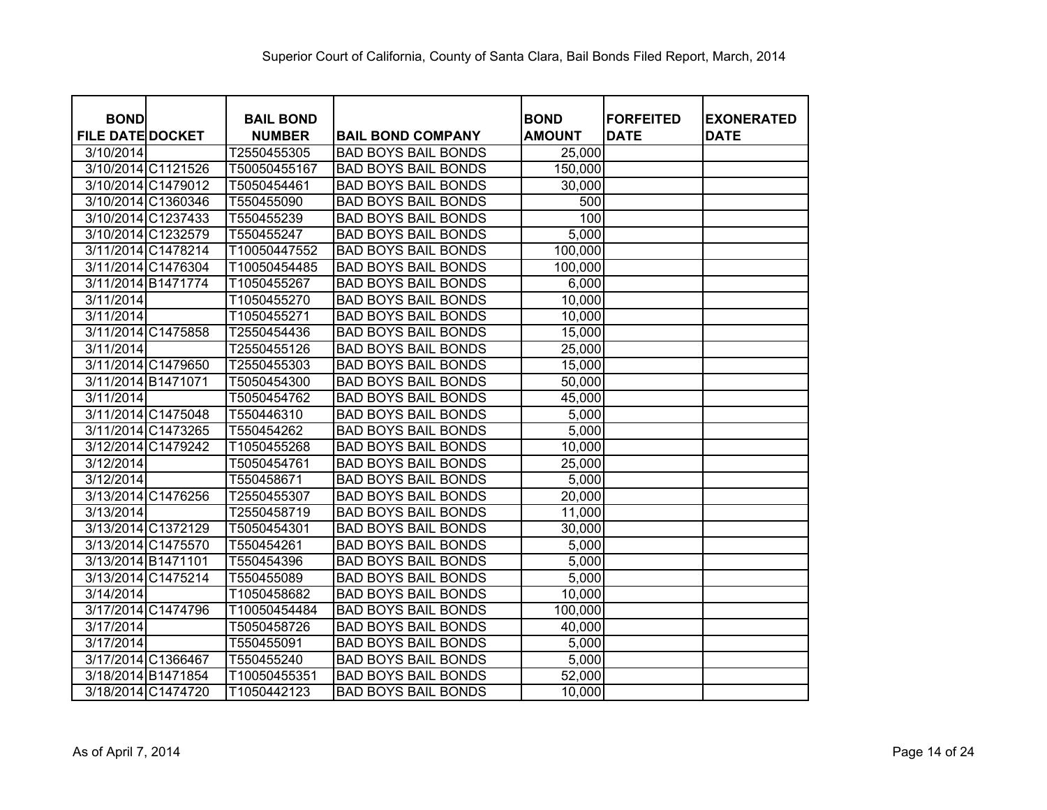Superior Court of California, County of Santa Clara, Bail Bonds Filed Report, March, 2014

| BOND FILE DATE | DOCKET | BAIL BOND NUMBER | BAIL BOND COMPANY | BOND AMOUNT | FORFEITED DATE | EXONERATED DATE |
|---|---|---|---|---|---|---|
| 3/10/2014 | | T2550455305 | BAD BOYS BAIL BONDS | 25,000 | | |
| 3/10/2014 | C1121526 | T50050455167 | BAD BOYS BAIL BONDS | 150,000 | | |
| 3/10/2014 | C1479012 | T5050454461 | BAD BOYS BAIL BONDS | 30,000 | | |
| 3/10/2014 | C1360346 | T550455090 | BAD BOYS BAIL BONDS | 500 | | |
| 3/10/2014 | C1237433 | T550455239 | BAD BOYS BAIL BONDS | 100 | | |
| 3/10/2014 | C1232579 | T550455247 | BAD BOYS BAIL BONDS | 5,000 | | |
| 3/11/2014 | C1478214 | T10050447552 | BAD BOYS BAIL BONDS | 100,000 | | |
| 3/11/2014 | C1476304 | T10050454485 | BAD BOYS BAIL BONDS | 100,000 | | |
| 3/11/2014 | B1471774 | T1050455267 | BAD BOYS BAIL BONDS | 6,000 | | |
| 3/11/2014 | | T1050455270 | BAD BOYS BAIL BONDS | 10,000 | | |
| 3/11/2014 | | T1050455271 | BAD BOYS BAIL BONDS | 10,000 | | |
| 3/11/2014 | C1475858 | T2550454436 | BAD BOYS BAIL BONDS | 15,000 | | |
| 3/11/2014 | | T2550455126 | BAD BOYS BAIL BONDS | 25,000 | | |
| 3/11/2014 | C1479650 | T2550455303 | BAD BOYS BAIL BONDS | 15,000 | | |
| 3/11/2014 | B1471071 | T5050454300 | BAD BOYS BAIL BONDS | 50,000 | | |
| 3/11/2014 | | T5050454762 | BAD BOYS BAIL BONDS | 45,000 | | |
| 3/11/2014 | C1475048 | T550446310 | BAD BOYS BAIL BONDS | 5,000 | | |
| 3/11/2014 | C1473265 | T550454262 | BAD BOYS BAIL BONDS | 5,000 | | |
| 3/12/2014 | C1479242 | T1050455268 | BAD BOYS BAIL BONDS | 10,000 | | |
| 3/12/2014 | | T5050454761 | BAD BOYS BAIL BONDS | 25,000 | | |
| 3/12/2014 | | T550458671 | BAD BOYS BAIL BONDS | 5,000 | | |
| 3/13/2014 | C1476256 | T2550455307 | BAD BOYS BAIL BONDS | 20,000 | | |
| 3/13/2014 | | T2550458719 | BAD BOYS BAIL BONDS | 11,000 | | |
| 3/13/2014 | C1372129 | T5050454301 | BAD BOYS BAIL BONDS | 30,000 | | |
| 3/13/2014 | C1475570 | T550454261 | BAD BOYS BAIL BONDS | 5,000 | | |
| 3/13/2014 | B1471101 | T550454396 | BAD BOYS BAIL BONDS | 5,000 | | |
| 3/13/2014 | C1475214 | T550455089 | BAD BOYS BAIL BONDS | 5,000 | | |
| 3/14/2014 | | T1050458682 | BAD BOYS BAIL BONDS | 10,000 | | |
| 3/17/2014 | C1474796 | T10050454484 | BAD BOYS BAIL BONDS | 100,000 | | |
| 3/17/2014 | | T5050458726 | BAD BOYS BAIL BONDS | 40,000 | | |
| 3/17/2014 | | T550455091 | BAD BOYS BAIL BONDS | 5,000 | | |
| 3/17/2014 | C1366467 | T550455240 | BAD BOYS BAIL BONDS | 5,000 | | |
| 3/18/2014 | B1471854 | T10050455351 | BAD BOYS BAIL BONDS | 52,000 | | |
| 3/18/2014 | C1474720 | T1050442123 | BAD BOYS BAIL BONDS | 10,000 | | |

As of April 7, 2014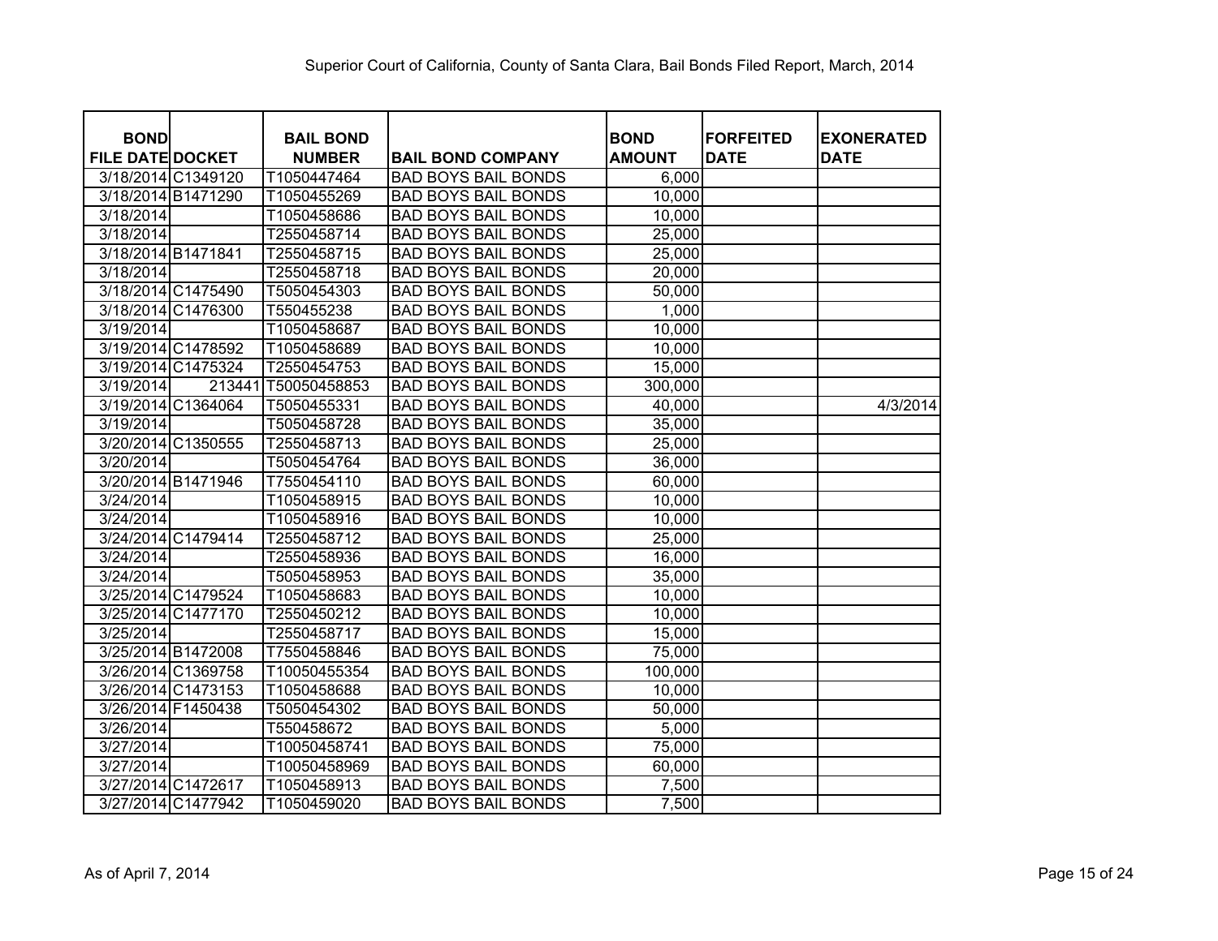Superior Court of California, County of Santa Clara, Bail Bonds Filed Report, March, 2014

| BOND FILE DATE | DOCKET | BAIL BOND NUMBER | BAIL BOND COMPANY | BOND AMOUNT | FORFEITED DATE | EXONERATED DATE |
|---|---|---|---|---|---|---|
| 3/18/2014 | C1349120 | T1050447464 | BAD BOYS BAIL BONDS | 6,000 | | |
| 3/18/2014 | B1471290 | T1050455269 | BAD BOYS BAIL BONDS | 10,000 | | |
| 3/18/2014 | | T1050458686 | BAD BOYS BAIL BONDS | 10,000 | | |
| 3/18/2014 | | T2550458714 | BAD BOYS BAIL BONDS | 25,000 | | |
| 3/18/2014 | B1471841 | T2550458715 | BAD BOYS BAIL BONDS | 25,000 | | |
| 3/18/2014 | | T2550458718 | BAD BOYS BAIL BONDS | 20,000 | | |
| 3/18/2014 | C1475490 | T5050454303 | BAD BOYS BAIL BONDS | 50,000 | | |
| 3/18/2014 | C1476300 | T550455238 | BAD BOYS BAIL BONDS | 1,000 | | |
| 3/19/2014 | | T1050458687 | BAD BOYS BAIL BONDS | 10,000 | | |
| 3/19/2014 | C1478592 | T1050458689 | BAD BOYS BAIL BONDS | 10,000 | | |
| 3/19/2014 | C1475324 | T2550454753 | BAD BOYS BAIL BONDS | 15,000 | | |
| 3/19/2014 | 213441 | T50050458853 | BAD BOYS BAIL BONDS | 300,000 | | |
| 3/19/2014 | C1364064 | T5050455331 | BAD BOYS BAIL BONDS | 40,000 | | 4/3/2014 |
| 3/19/2014 | | T5050458728 | BAD BOYS BAIL BONDS | 35,000 | | |
| 3/20/2014 | C1350555 | T2550458713 | BAD BOYS BAIL BONDS | 25,000 | | |
| 3/20/2014 | | T5050454764 | BAD BOYS BAIL BONDS | 36,000 | | |
| 3/20/2014 | B1471946 | T7550454110 | BAD BOYS BAIL BONDS | 60,000 | | |
| 3/24/2014 | | T1050458915 | BAD BOYS BAIL BONDS | 10,000 | | |
| 3/24/2014 | | T1050458916 | BAD BOYS BAIL BONDS | 10,000 | | |
| 3/24/2014 | C1479414 | T2550458712 | BAD BOYS BAIL BONDS | 25,000 | | |
| 3/24/2014 | | T2550458936 | BAD BOYS BAIL BONDS | 16,000 | | |
| 3/24/2014 | | T5050458953 | BAD BOYS BAIL BONDS | 35,000 | | |
| 3/25/2014 | C1479524 | T1050458683 | BAD BOYS BAIL BONDS | 10,000 | | |
| 3/25/2014 | C1477170 | T2550450212 | BAD BOYS BAIL BONDS | 10,000 | | |
| 3/25/2014 | | T2550458717 | BAD BOYS BAIL BONDS | 15,000 | | |
| 3/25/2014 | B1472008 | T7550458846 | BAD BOYS BAIL BONDS | 75,000 | | |
| 3/26/2014 | C1369758 | T10050455354 | BAD BOYS BAIL BONDS | 100,000 | | |
| 3/26/2014 | C1473153 | T1050458688 | BAD BOYS BAIL BONDS | 10,000 | | |
| 3/26/2014 | F1450438 | T5050454302 | BAD BOYS BAIL BONDS | 50,000 | | |
| 3/26/2014 | | T550458672 | BAD BOYS BAIL BONDS | 5,000 | | |
| 3/27/2014 | | T10050458741 | BAD BOYS BAIL BONDS | 75,000 | | |
| 3/27/2014 | | T10050458969 | BAD BOYS BAIL BONDS | 60,000 | | |
| 3/27/2014 | C1472617 | T1050458913 | BAD BOYS BAIL BONDS | 7,500 | | |
| 3/27/2014 | C1477942 | T1050459020 | BAD BOYS BAIL BONDS | 7,500 | | |

As of April 7, 2014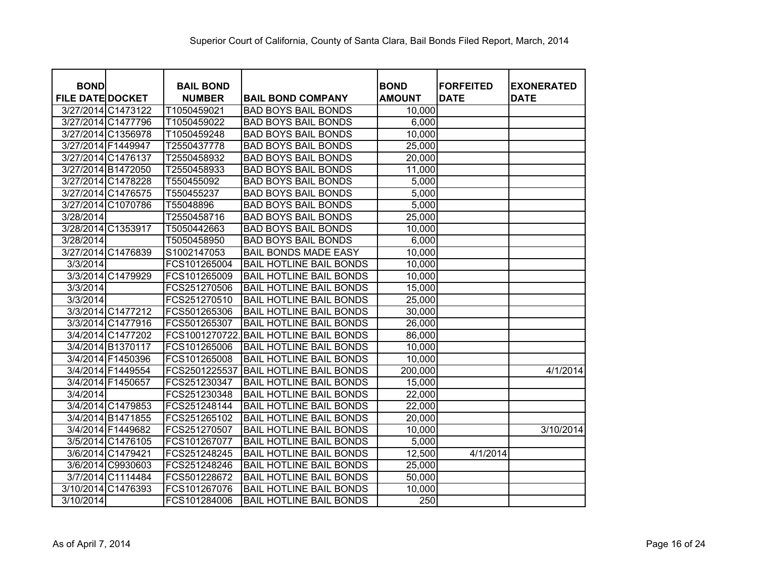Superior Court of California, County of Santa Clara, Bail Bonds Filed Report, March, 2014

| BOND FILE DATE | DOCKET | BAIL BOND NUMBER | BAIL BOND COMPANY | BOND AMOUNT | FORFEITED DATE | EXONERATED DATE |
|---|---|---|---|---|---|---|
| 3/27/2014 | C1473122 | T1050459021 | BAD BOYS BAIL BONDS | 10,000 | | |
| 3/27/2014 | C1477796 | T1050459022 | BAD BOYS BAIL BONDS | 6,000 | | |
| 3/27/2014 | C1356978 | T1050459248 | BAD BOYS BAIL BONDS | 10,000 | | |
| 3/27/2014 | F1449947 | T2550437778 | BAD BOYS BAIL BONDS | 25,000 | | |
| 3/27/2014 | C1476137 | T2550458932 | BAD BOYS BAIL BONDS | 20,000 | | |
| 3/27/2014 | B1472050 | T2550458933 | BAD BOYS BAIL BONDS | 11,000 | | |
| 3/27/2014 | C1478228 | T550455092 | BAD BOYS BAIL BONDS | 5,000 | | |
| 3/27/2014 | C1476575 | T550455237 | BAD BOYS BAIL BONDS | 5,000 | | |
| 3/27/2014 | C1070786 | T55048896 | BAD BOYS BAIL BONDS | 5,000 | | |
| 3/28/2014 | | T2550458716 | BAD BOYS BAIL BONDS | 25,000 | | |
| 3/28/2014 | C1353917 | T5050442663 | BAD BOYS BAIL BONDS | 10,000 | | |
| 3/28/2014 | | T5050458950 | BAD BOYS BAIL BONDS | 6,000 | | |
| 3/27/2014 | C1476839 | S1002147053 | BAIL BONDS MADE EASY | 10,000 | | |
| 3/3/2014 | | FCS101265004 | BAIL HOTLINE BAIL BONDS | 10,000 | | |
| 3/3/2014 | C1479929 | FCS101265009 | BAIL HOTLINE BAIL BONDS | 10,000 | | |
| 3/3/2014 | | FCS251270506 | BAIL HOTLINE BAIL BONDS | 15,000 | | |
| 3/3/2014 | | FCS251270510 | BAIL HOTLINE BAIL BONDS | 25,000 | | |
| 3/3/2014 | C1477212 | FCS501265306 | BAIL HOTLINE BAIL BONDS | 30,000 | | |
| 3/3/2014 | C1477916 | FCS501265307 | BAIL HOTLINE BAIL BONDS | 26,000 | | |
| 3/4/2014 | C1477202 | FCS1001270722. | BAIL HOTLINE BAIL BONDS | 86,000 | | |
| 3/4/2014 | B1370117 | FCS101265006 | BAIL HOTLINE BAIL BONDS | 10,000 | | |
| 3/4/2014 | F1450396 | FCS101265008 | BAIL HOTLINE BAIL BONDS | 10,000 | | |
| 3/4/2014 | F1449554 | FCS2501225537 | BAIL HOTLINE BAIL BONDS | 200,000 | | 4/1/2014 |
| 3/4/2014 | F1450657 | FCS251230347 | BAIL HOTLINE BAIL BONDS | 15,000 | | |
| 3/4/2014 | | FCS251230348 | BAIL HOTLINE BAIL BONDS | 22,000 | | |
| 3/4/2014 | C1479853 | FCS251248144 | BAIL HOTLINE BAIL BONDS | 22,000 | | |
| 3/4/2014 | B1471855 | FCS251265102 | BAIL HOTLINE BAIL BONDS | 20,000 | | |
| 3/4/2014 | F1449682 | FCS251270507 | BAIL HOTLINE BAIL BONDS | 10,000 | | 3/10/2014 |
| 3/5/2014 | C1476105 | FCS101267077 | BAIL HOTLINE BAIL BONDS | 5,000 | | |
| 3/6/2014 | C1479421 | FCS251248245 | BAIL HOTLINE BAIL BONDS | 12,500 | 4/1/2014 | |
| 3/6/2014 | C9930603 | FCS251248246 | BAIL HOTLINE BAIL BONDS | 25,000 | | |
| 3/7/2014 | C1114484 | FCS501228672 | BAIL HOTLINE BAIL BONDS | 50,000 | | |
| 3/10/2014 | C1476393 | FCS101267076 | BAIL HOTLINE BAIL BONDS | 10,000 | | |
| 3/10/2014 | | FCS101284006 | BAIL HOTLINE BAIL BONDS | 250 | | |

As of April 7, 2014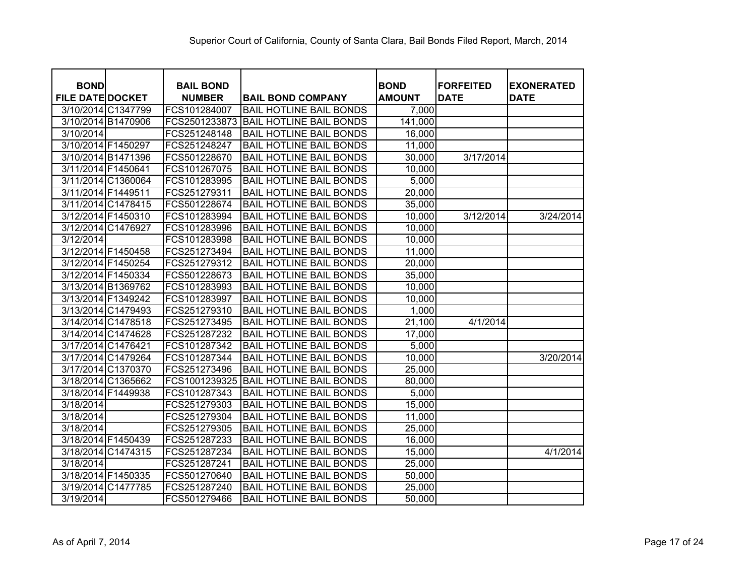Superior Court of California, County of Santa Clara, Bail Bonds Filed Report, March, 2014

| BOND FILE DATE | DOCKET | BAIL BOND NUMBER | BAIL BOND COMPANY | BOND AMOUNT | FORFEITED DATE | EXONERATED DATE |
|---|---|---|---|---|---|---|
| 3/10/2014 | C1347799 | FCS101284007 | BAIL HOTLINE BAIL BONDS | 7,000 | | |
| 3/10/2014 | B1470906 | FCS2501233873 | BAIL HOTLINE BAIL BONDS | 141,000 | | |
| 3/10/2014 | | FCS251248148 | BAIL HOTLINE BAIL BONDS | 16,000 | | |
| 3/10/2014 | F1450297 | FCS251248247 | BAIL HOTLINE BAIL BONDS | 11,000 | | |
| 3/10/2014 | B1471396 | FCS501228670 | BAIL HOTLINE BAIL BONDS | 30,000 | 3/17/2014 | |
| 3/11/2014 | F1450641 | FCS101267075 | BAIL HOTLINE BAIL BONDS | 10,000 | | |
| 3/11/2014 | C1360064 | FCS101283995 | BAIL HOTLINE BAIL BONDS | 5,000 | | |
| 3/11/2014 | F1449511 | FCS251279311 | BAIL HOTLINE BAIL BONDS | 20,000 | | |
| 3/11/2014 | C1478415 | FCS501228674 | BAIL HOTLINE BAIL BONDS | 35,000 | | |
| 3/12/2014 | F1450310 | FCS101283994 | BAIL HOTLINE BAIL BONDS | 10,000 | 3/12/2014 | 3/24/2014 |
| 3/12/2014 | C1476927 | FCS101283996 | BAIL HOTLINE BAIL BONDS | 10,000 | | |
| 3/12/2014 | | FCS101283998 | BAIL HOTLINE BAIL BONDS | 10,000 | | |
| 3/12/2014 | F1450458 | FCS251273494 | BAIL HOTLINE BAIL BONDS | 11,000 | | |
| 3/12/2014 | F1450254 | FCS251279312 | BAIL HOTLINE BAIL BONDS | 20,000 | | |
| 3/12/2014 | F1450334 | FCS501228673 | BAIL HOTLINE BAIL BONDS | 35,000 | | |
| 3/13/2014 | B1369762 | FCS101283993 | BAIL HOTLINE BAIL BONDS | 10,000 | | |
| 3/13/2014 | F1349242 | FCS101283997 | BAIL HOTLINE BAIL BONDS | 10,000 | | |
| 3/13/2014 | C1479493 | FCS251279310 | BAIL HOTLINE BAIL BONDS | 1,000 | | |
| 3/14/2014 | C1478518 | FCS251273495 | BAIL HOTLINE BAIL BONDS | 21,100 | 4/1/2014 | |
| 3/14/2014 | C1474628 | FCS251287232 | BAIL HOTLINE BAIL BONDS | 17,000 | | |
| 3/17/2014 | C1476421 | FCS101287342 | BAIL HOTLINE BAIL BONDS | 5,000 | | |
| 3/17/2014 | C1479264 | FCS101287344 | BAIL HOTLINE BAIL BONDS | 10,000 | | 3/20/2014 |
| 3/17/2014 | C1370370 | FCS251273496 | BAIL HOTLINE BAIL BONDS | 25,000 | | |
| 3/18/2014 | C1365662 | FCS1001239325 | BAIL HOTLINE BAIL BONDS | 80,000 | | |
| 3/18/2014 | F1449938 | FCS101287343 | BAIL HOTLINE BAIL BONDS | 5,000 | | |
| 3/18/2014 | | FCS251279303 | BAIL HOTLINE BAIL BONDS | 15,000 | | |
| 3/18/2014 | | FCS251279304 | BAIL HOTLINE BAIL BONDS | 11,000 | | |
| 3/18/2014 | | FCS251279305 | BAIL HOTLINE BAIL BONDS | 25,000 | | |
| 3/18/2014 | F1450439 | FCS251287233 | BAIL HOTLINE BAIL BONDS | 16,000 | | |
| 3/18/2014 | C1474315 | FCS251287234 | BAIL HOTLINE BAIL BONDS | 15,000 | | 4/1/2014 |
| 3/18/2014 | | FCS251287241 | BAIL HOTLINE BAIL BONDS | 25,000 | | |
| 3/18/2014 | F1450335 | FCS501270640 | BAIL HOTLINE BAIL BONDS | 50,000 | | |
| 3/19/2014 | C1477785 | FCS251287240 | BAIL HOTLINE BAIL BONDS | 25,000 | | |
| 3/19/2014 | | FCS501279466 | BAIL HOTLINE BAIL BONDS | 50,000 | | |

As of April 7, 2014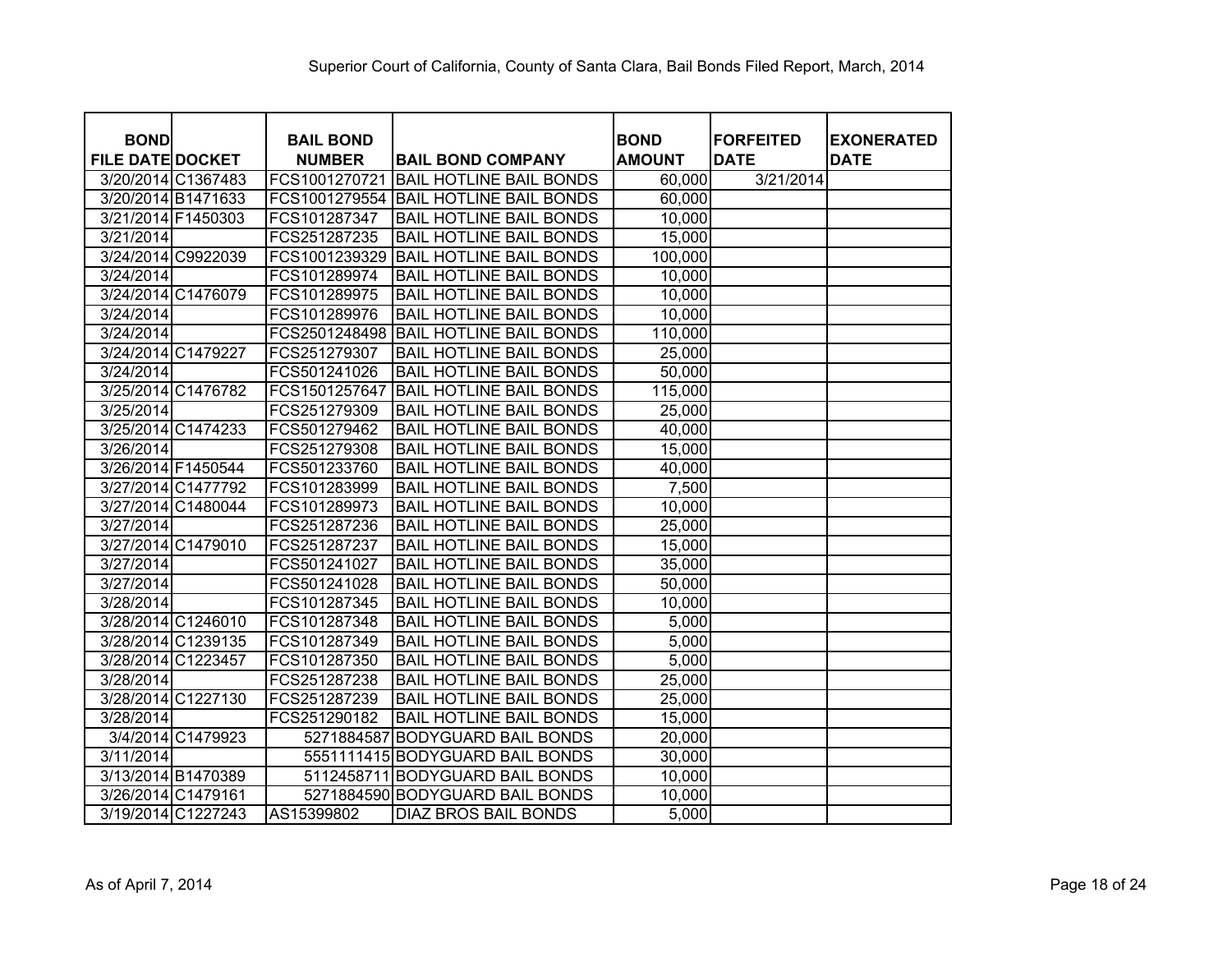Superior Court of California, County of Santa Clara, Bail Bonds Filed Report, March, 2014

| BOND FILE DATE | DOCKET | BAIL BOND NUMBER | BAIL BOND COMPANY | BOND AMOUNT | FORFEITED DATE | EXONERATED DATE |
|---|---|---|---|---|---|---|
| 3/20/2014 | C1367483 | FCS1001270721 | BAIL HOTLINE BAIL BONDS | 60,000 | 3/21/2014 | |
| 3/20/2014 | B1471633 | FCS1001279554 | BAIL HOTLINE BAIL BONDS | 60,000 | | |
| 3/21/2014 | F1450303 | FCS101287347 | BAIL HOTLINE BAIL BONDS | 10,000 | | |
| 3/21/2014 | | FCS251287235 | BAIL HOTLINE BAIL BONDS | 15,000 | | |
| 3/24/2014 | C9922039 | FCS1001239329 | BAIL HOTLINE BAIL BONDS | 100,000 | | |
| 3/24/2014 | | FCS101289974 | BAIL HOTLINE BAIL BONDS | 10,000 | | |
| 3/24/2014 | C1476079 | FCS101289975 | BAIL HOTLINE BAIL BONDS | 10,000 | | |
| 3/24/2014 | | FCS101289976 | BAIL HOTLINE BAIL BONDS | 10,000 | | |
| 3/24/2014 | | FCS2501248498 | BAIL HOTLINE BAIL BONDS | 110,000 | | |
| 3/24/2014 | C1479227 | FCS251279307 | BAIL HOTLINE BAIL BONDS | 25,000 | | |
| 3/24/2014 | | FCS501241026 | BAIL HOTLINE BAIL BONDS | 50,000 | | |
| 3/25/2014 | C1476782 | FCS1501257647 | BAIL HOTLINE BAIL BONDS | 115,000 | | |
| 3/25/2014 | | FCS251279309 | BAIL HOTLINE BAIL BONDS | 25,000 | | |
| 3/25/2014 | C1474233 | FCS501279462 | BAIL HOTLINE BAIL BONDS | 40,000 | | |
| 3/26/2014 | | FCS251279308 | BAIL HOTLINE BAIL BONDS | 15,000 | | |
| 3/26/2014 | F1450544 | FCS501233760 | BAIL HOTLINE BAIL BONDS | 40,000 | | |
| 3/27/2014 | C1477792 | FCS101283999 | BAIL HOTLINE BAIL BONDS | 7,500 | | |
| 3/27/2014 | C1480044 | FCS101289973 | BAIL HOTLINE BAIL BONDS | 10,000 | | |
| 3/27/2014 | | FCS251287236 | BAIL HOTLINE BAIL BONDS | 25,000 | | |
| 3/27/2014 | C1479010 | FCS251287237 | BAIL HOTLINE BAIL BONDS | 15,000 | | |
| 3/27/2014 | | FCS501241027 | BAIL HOTLINE BAIL BONDS | 35,000 | | |
| 3/27/2014 | | FCS501241028 | BAIL HOTLINE BAIL BONDS | 50,000 | | |
| 3/28/2014 | | FCS101287345 | BAIL HOTLINE BAIL BONDS | 10,000 | | |
| 3/28/2014 | C1246010 | FCS101287348 | BAIL HOTLINE BAIL BONDS | 5,000 | | |
| 3/28/2014 | C1239135 | FCS101287349 | BAIL HOTLINE BAIL BONDS | 5,000 | | |
| 3/28/2014 | C1223457 | FCS101287350 | BAIL HOTLINE BAIL BONDS | 5,000 | | |
| 3/28/2014 | | FCS251287238 | BAIL HOTLINE BAIL BONDS | 25,000 | | |
| 3/28/2014 | C1227130 | FCS251287239 | BAIL HOTLINE BAIL BONDS | 25,000 | | |
| 3/28/2014 | | FCS251290182 | BAIL HOTLINE BAIL BONDS | 15,000 | | |
| 3/4/2014 | C1479923 | 5271884587 | BODYGUARD BAIL BONDS | 20,000 | | |
| 3/11/2014 | | 5551111415 | BODYGUARD BAIL BONDS | 30,000 | | |
| 3/13/2014 | B1470389 | 5112458711 | BODYGUARD BAIL BONDS | 10,000 | | |
| 3/26/2014 | C1479161 | 5271884590 | BODYGUARD BAIL BONDS | 10,000 | | |
| 3/19/2014 | C1227243 | AS15399802 | DIAZ BROS BAIL BONDS | 5,000 | | |

As of April 7, 2014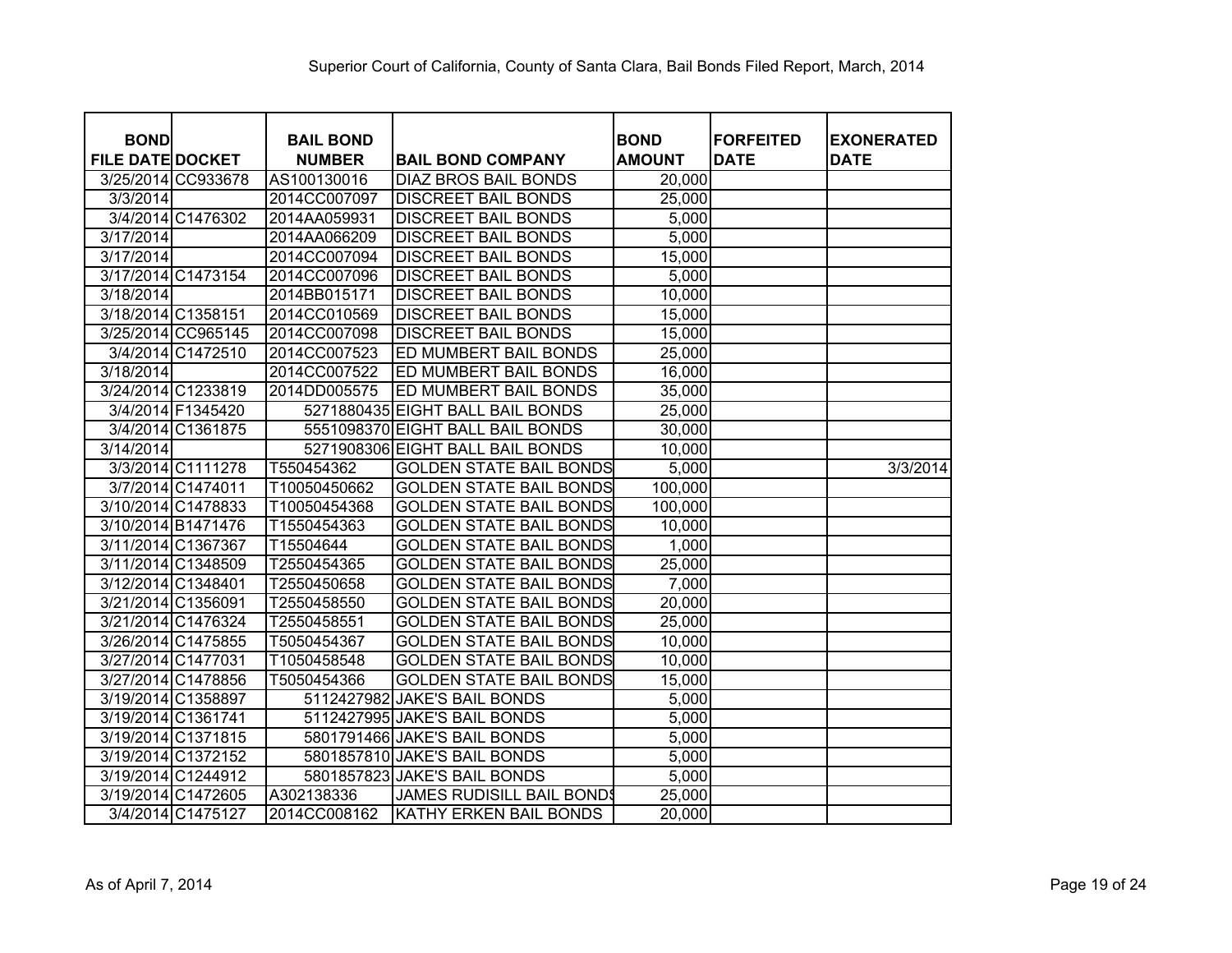Superior Court of California, County of Santa Clara, Bail Bonds Filed Report, March, 2014

| BOND FILE DATE | DOCKET | BAIL BOND NUMBER | BAIL BOND COMPANY | BOND AMOUNT | FORFEITED DATE | EXONERATED DATE |
|---|---|---|---|---|---|---|
| 3/25/2014 | CC933678 | AS100130016 | DIAZ BROS BAIL BONDS | 20,000 | | |
| 3/3/2014 | | 2014CC007097 | DISCREET BAIL BONDS | 25,000 | | |
| 3/4/2014 | C1476302 | 2014AA059931 | DISCREET BAIL BONDS | 5,000 | | |
| 3/17/2014 | | 2014AA066209 | DISCREET BAIL BONDS | 5,000 | | |
| 3/17/2014 | | 2014CC007094 | DISCREET BAIL BONDS | 15,000 | | |
| 3/17/2014 | C1473154 | 2014CC007096 | DISCREET BAIL BONDS | 5,000 | | |
| 3/18/2014 | | 2014BB015171 | DISCREET BAIL BONDS | 10,000 | | |
| 3/18/2014 | C1358151 | 2014CC010569 | DISCREET BAIL BONDS | 15,000 | | |
| 3/25/2014 | CC965145 | 2014CC007098 | DISCREET BAIL BONDS | 15,000 | | |
| 3/4/2014 | C1472510 | 2014CC007523 | ED MUMBERT BAIL BONDS | 25,000 | | |
| 3/18/2014 | | 2014CC007522 | ED MUMBERT BAIL BONDS | 16,000 | | |
| 3/24/2014 | C1233819 | 2014DD005575 | ED MUMBERT BAIL BONDS | 35,000 | | |
| 3/4/2014 | F1345420 | 5271880435 | EIGHT BALL BAIL BONDS | 25,000 | | |
| 3/4/2014 | C1361875 | 5551098370 | EIGHT BALL BAIL BONDS | 30,000 | | |
| 3/14/2014 | | 5271908306 | EIGHT BALL BAIL BONDS | 10,000 | | |
| 3/3/2014 | C1111278 | T550454362 | GOLDEN STATE BAIL BONDS | 5,000 | | 3/3/2014 |
| 3/7/2014 | C1474011 | T10050450662 | GOLDEN STATE BAIL BONDS | 100,000 | | |
| 3/10/2014 | C1478833 | T10050454368 | GOLDEN STATE BAIL BONDS | 100,000 | | |
| 3/10/2014 | B1471476 | T1550454363 | GOLDEN STATE BAIL BONDS | 10,000 | | |
| 3/11/2014 | C1367367 | T15504644 | GOLDEN STATE BAIL BONDS | 1,000 | | |
| 3/11/2014 | C1348509 | T2550454365 | GOLDEN STATE BAIL BONDS | 25,000 | | |
| 3/12/2014 | C1348401 | T2550450658 | GOLDEN STATE BAIL BONDS | 7,000 | | |
| 3/21/2014 | C1356091 | T2550458550 | GOLDEN STATE BAIL BONDS | 20,000 | | |
| 3/21/2014 | C1476324 | T2550458551 | GOLDEN STATE BAIL BONDS | 25,000 | | |
| 3/26/2014 | C1475855 | T5050454367 | GOLDEN STATE BAIL BONDS | 10,000 | | |
| 3/27/2014 | C1477031 | T1050458548 | GOLDEN STATE BAIL BONDS | 10,000 | | |
| 3/27/2014 | C1478856 | T5050454366 | GOLDEN STATE BAIL BONDS | 15,000 | | |
| 3/19/2014 | C1358897 | 5112427982 | JAKE'S BAIL BONDS | 5,000 | | |
| 3/19/2014 | C1361741 | 5112427995 | JAKE'S BAIL BONDS | 5,000 | | |
| 3/19/2014 | C1371815 | 5801791466 | JAKE'S BAIL BONDS | 5,000 | | |
| 3/19/2014 | C1372152 | 5801857810 | JAKE'S BAIL BONDS | 5,000 | | |
| 3/19/2014 | C1244912 | 5801857823 | JAKE'S BAIL BONDS | 5,000 | | |
| 3/19/2014 | C1472605 | A302138336 | JAMES RUDISILL BAIL BONDS | 25,000 | | |
| 3/4/2014 | C1475127 | 2014CC008162 | KATHY ERKEN BAIL BONDS | 20,000 | | |

As of April 7, 2014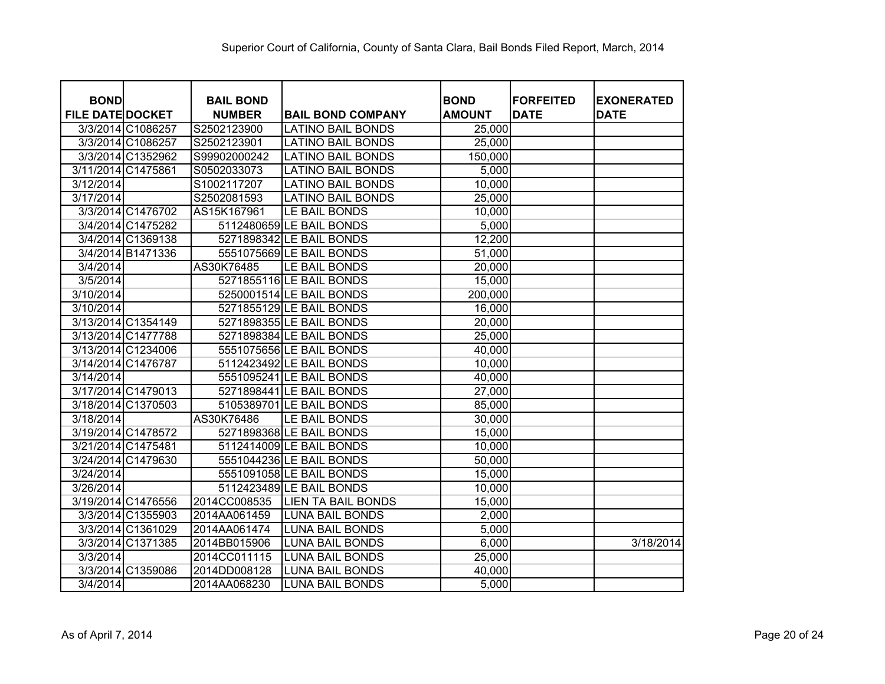Superior Court of California, County of Santa Clara, Bail Bonds Filed Report, March, 2014

| BOND FILE DATE | DOCKET | BAIL BOND NUMBER | BAIL BOND COMPANY | BOND AMOUNT | FORFEITED DATE | EXONERATED DATE |
|---|---|---|---|---|---|---|
| 3/3/2014 | C1086257 | S2502123900 | LATINO BAIL BONDS | 25,000 | | |
| 3/3/2014 | C1086257 | S2502123901 | LATINO BAIL BONDS | 25,000 | | |
| 3/3/2014 | C1352962 | S99902000242 | LATINO BAIL BONDS | 150,000 | | |
| 3/11/2014 | C1475861 | S0502033073 | LATINO BAIL BONDS | 5,000 | | |
| 3/12/2014 | | S1002117207 | LATINO BAIL BONDS | 10,000 | | |
| 3/17/2014 | | S2502081593 | LATINO BAIL BONDS | 25,000 | | |
| 3/3/2014 | C1476702 | AS15K167961 | LE BAIL BONDS | 10,000 | | |
| 3/4/2014 | C1475282 | 5112480659 | LE BAIL BONDS | 5,000 | | |
| 3/4/2014 | C1369138 | 5271898342 | LE BAIL BONDS | 12,200 | | |
| 3/4/2014 | B1471336 | 5551075669 | LE BAIL BONDS | 51,000 | | |
| 3/4/2014 | | AS30K76485 | LE BAIL BONDS | 20,000 | | |
| 3/5/2014 | | 5271855116 | LE BAIL BONDS | 15,000 | | |
| 3/10/2014 | | 5250001514 | LE BAIL BONDS | 200,000 | | |
| 3/10/2014 | | 5271855129 | LE BAIL BONDS | 16,000 | | |
| 3/13/2014 | C1354149 | 5271898355 | LE BAIL BONDS | 20,000 | | |
| 3/13/2014 | C1477788 | 5271898384 | LE BAIL BONDS | 25,000 | | |
| 3/13/2014 | C1234006 | 5551075656 | LE BAIL BONDS | 40,000 | | |
| 3/14/2014 | C1476787 | 5112423492 | LE BAIL BONDS | 10,000 | | |
| 3/14/2014 | | 5551095241 | LE BAIL BONDS | 40,000 | | |
| 3/17/2014 | C1479013 | 5271898441 | LE BAIL BONDS | 27,000 | | |
| 3/18/2014 | C1370503 | 5105389701 | LE BAIL BONDS | 85,000 | | |
| 3/18/2014 | | AS30K76486 | LE BAIL BONDS | 30,000 | | |
| 3/19/2014 | C1478572 | 5271898368 | LE BAIL BONDS | 15,000 | | |
| 3/21/2014 | C1475481 | 5112414009 | LE BAIL BONDS | 10,000 | | |
| 3/24/2014 | C1479630 | 5551044236 | LE BAIL BONDS | 50,000 | | |
| 3/24/2014 | | 5551091058 | LE BAIL BONDS | 15,000 | | |
| 3/26/2014 | | 5112423489 | LE BAIL BONDS | 10,000 | | |
| 3/19/2014 | C1476556 | 2014CC008535 | LIEN TA BAIL BONDS | 15,000 | | |
| 3/3/2014 | C1355903 | 2014AA061459 | LUNA BAIL BONDS | 2,000 | | |
| 3/3/2014 | C1361029 | 2014AA061474 | LUNA BAIL BONDS | 5,000 | | |
| 3/3/2014 | C1371385 | 2014BB015906 | LUNA BAIL BONDS | 6,000 | | 3/18/2014 |
| 3/3/2014 | | 2014CC011115 | LUNA BAIL BONDS | 25,000 | | |
| 3/3/2014 | C1359086 | 2014DD008128 | LUNA BAIL BONDS | 40,000 | | |
| 3/4/2014 | | 2014AA068230 | LUNA BAIL BONDS | 5,000 | | |

As of April 7, 2014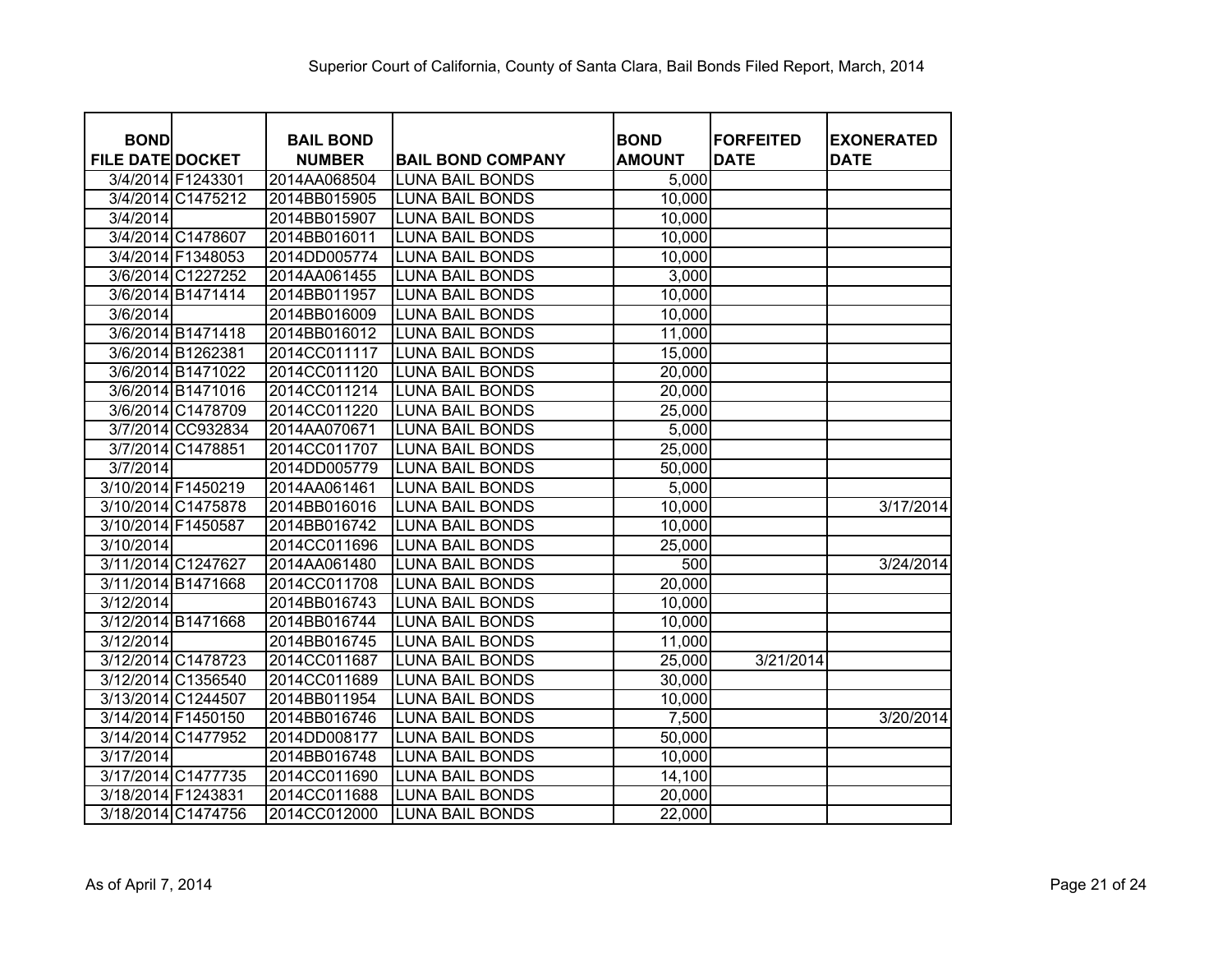Superior Court of California, County of Santa Clara, Bail Bonds Filed Report, March, 2014

| BOND FILE DATE | DOCKET | BAIL BOND NUMBER | BAIL BOND COMPANY | BOND AMOUNT | FORFEITED DATE | EXONERATED DATE |
|---|---|---|---|---|---|---|
| 3/4/2014 | F1243301 | 2014AA068504 | LUNA BAIL BONDS | 5,000 | | |
| 3/4/2014 | C1475212 | 2014BB015905 | LUNA BAIL BONDS | 10,000 | | |
| 3/4/2014 | | 2014BB015907 | LUNA BAIL BONDS | 10,000 | | |
| 3/4/2014 | C1478607 | 2014BB016011 | LUNA BAIL BONDS | 10,000 | | |
| 3/4/2014 | F1348053 | 2014DD005774 | LUNA BAIL BONDS | 10,000 | | |
| 3/6/2014 | C1227252 | 2014AA061455 | LUNA BAIL BONDS | 3,000 | | |
| 3/6/2014 | B1471414 | 2014BB011957 | LUNA BAIL BONDS | 10,000 | | |
| 3/6/2014 | | 2014BB016009 | LUNA BAIL BONDS | 10,000 | | |
| 3/6/2014 | B1471418 | 2014BB016012 | LUNA BAIL BONDS | 11,000 | | |
| 3/6/2014 | B1262381 | 2014CC011117 | LUNA BAIL BONDS | 15,000 | | |
| 3/6/2014 | B1471022 | 2014CC011120 | LUNA BAIL BONDS | 20,000 | | |
| 3/6/2014 | B1471016 | 2014CC011214 | LUNA BAIL BONDS | 20,000 | | |
| 3/6/2014 | C1478709 | 2014CC011220 | LUNA BAIL BONDS | 25,000 | | |
| 3/7/2014 | CC932834 | 2014AA070671 | LUNA BAIL BONDS | 5,000 | | |
| 3/7/2014 | C1478851 | 2014CC011707 | LUNA BAIL BONDS | 25,000 | | |
| 3/7/2014 | | 2014DD005779 | LUNA BAIL BONDS | 50,000 | | |
| 3/10/2014 | F1450219 | 2014AA061461 | LUNA BAIL BONDS | 5,000 | | |
| 3/10/2014 | C1475878 | 2014BB016016 | LUNA BAIL BONDS | 10,000 | | 3/17/2014 |
| 3/10/2014 | F1450587 | 2014BB016742 | LUNA BAIL BONDS | 10,000 | | |
| 3/10/2014 | | 2014CC011696 | LUNA BAIL BONDS | 25,000 | | |
| 3/11/2014 | C1247627 | 2014AA061480 | LUNA BAIL BONDS | 500 | | 3/24/2014 |
| 3/11/2014 | B1471668 | 2014CC011708 | LUNA BAIL BONDS | 20,000 | | |
| 3/12/2014 | | 2014BB016743 | LUNA BAIL BONDS | 10,000 | | |
| 3/12/2014 | B1471668 | 2014BB016744 | LUNA BAIL BONDS | 10,000 | | |
| 3/12/2014 | | 2014BB016745 | LUNA BAIL BONDS | 11,000 | | |
| 3/12/2014 | C1478723 | 2014CC011687 | LUNA BAIL BONDS | 25,000 | 3/21/2014 | |
| 3/12/2014 | C1356540 | 2014CC011689 | LUNA BAIL BONDS | 30,000 | | |
| 3/13/2014 | C1244507 | 2014BB011954 | LUNA BAIL BONDS | 10,000 | | |
| 3/14/2014 | F1450150 | 2014BB016746 | LUNA BAIL BONDS | 7,500 | | 3/20/2014 |
| 3/14/2014 | C1477952 | 2014DD008177 | LUNA BAIL BONDS | 50,000 | | |
| 3/17/2014 | | 2014BB016748 | LUNA BAIL BONDS | 10,000 | | |
| 3/17/2014 | C1477735 | 2014CC011690 | LUNA BAIL BONDS | 14,100 | | |
| 3/18/2014 | F1243831 | 2014CC011688 | LUNA BAIL BONDS | 20,000 | | |
| 3/18/2014 | C1474756 | 2014CC012000 | LUNA BAIL BONDS | 22,000 | | |

As of April 7, 2014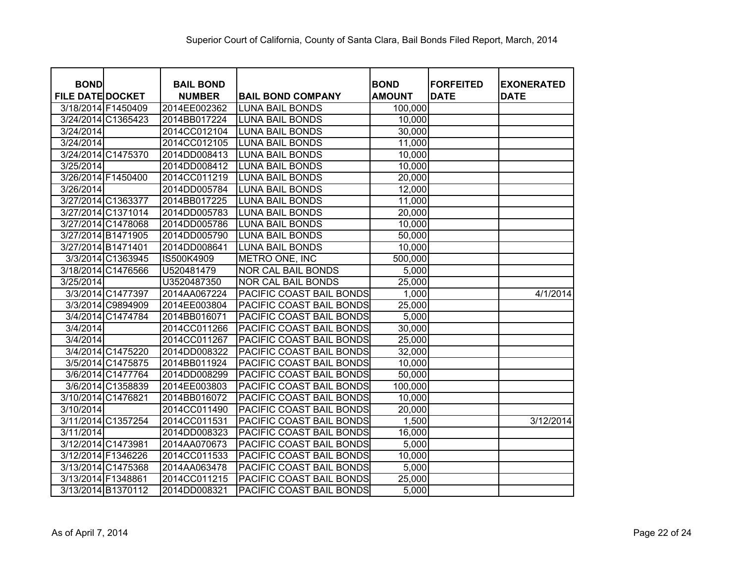Superior Court of California, County of Santa Clara, Bail Bonds Filed Report, March, 2014

| BOND FILE DATE | DOCKET | BAIL BOND NUMBER | BAIL BOND COMPANY | BOND AMOUNT | FORFEITED DATE | EXONERATED DATE |
|---|---|---|---|---|---|---|
| 3/18/2014 | F1450409 | 2014EE002362 | LUNA BAIL BONDS | 100,000 | | |
| 3/24/2014 | C1365423 | 2014BB017224 | LUNA BAIL BONDS | 10,000 | | |
| 3/24/2014 | | 2014CC012104 | LUNA BAIL BONDS | 30,000 | | |
| 3/24/2014 | | 2014CC012105 | LUNA BAIL BONDS | 11,000 | | |
| 3/24/2014 | C1475370 | 2014DD008413 | LUNA BAIL BONDS | 10,000 | | |
| 3/25/2014 | | 2014DD008412 | LUNA BAIL BONDS | 10,000 | | |
| 3/26/2014 | F1450400 | 2014CC011219 | LUNA BAIL BONDS | 20,000 | | |
| 3/26/2014 | | 2014DD005784 | LUNA BAIL BONDS | 12,000 | | |
| 3/27/2014 | C1363377 | 2014BB017225 | LUNA BAIL BONDS | 11,000 | | |
| 3/27/2014 | C1371014 | 2014DD005783 | LUNA BAIL BONDS | 20,000 | | |
| 3/27/2014 | C1478068 | 2014DD005786 | LUNA BAIL BONDS | 10,000 | | |
| 3/27/2014 | B1471905 | 2014DD005790 | LUNA BAIL BONDS | 50,000 | | |
| 3/27/2014 | B1471401 | 2014DD008641 | LUNA BAIL BONDS | 10,000 | | |
| 3/3/2014 | C1363945 | IS500K4909 | METRO ONE, INC | 500,000 | | |
| 3/18/2014 | C1476566 | U520481479 | NOR CAL BAIL BONDS | 5,000 | | |
| 3/25/2014 | | U3520487350 | NOR CAL BAIL BONDS | 25,000 | | |
| 3/3/2014 | C1477397 | 2014AA067224 | PACIFIC COAST BAIL BONDS | 1,000 | | 4/1/2014 |
| 3/3/2014 | C9894909 | 2014EE003804 | PACIFIC COAST BAIL BONDS | 25,000 | | |
| 3/4/2014 | C1474784 | 2014BB016071 | PACIFIC COAST BAIL BONDS | 5,000 | | |
| 3/4/2014 | | 2014CC011266 | PACIFIC COAST BAIL BONDS | 30,000 | | |
| 3/4/2014 | | 2014CC011267 | PACIFIC COAST BAIL BONDS | 25,000 | | |
| 3/4/2014 | C1475220 | 2014DD008322 | PACIFIC COAST BAIL BONDS | 32,000 | | |
| 3/5/2014 | C1475875 | 2014BB011924 | PACIFIC COAST BAIL BONDS | 10,000 | | |
| 3/6/2014 | C1477764 | 2014DD008299 | PACIFIC COAST BAIL BONDS | 50,000 | | |
| 3/6/2014 | C1358839 | 2014EE003803 | PACIFIC COAST BAIL BONDS | 100,000 | | |
| 3/10/2014 | C1476821 | 2014BB016072 | PACIFIC COAST BAIL BONDS | 10,000 | | |
| 3/10/2014 | | 2014CC011490 | PACIFIC COAST BAIL BONDS | 20,000 | | |
| 3/11/2014 | C1357254 | 2014CC011531 | PACIFIC COAST BAIL BONDS | 1,500 | | 3/12/2014 |
| 3/11/2014 | | 2014DD008323 | PACIFIC COAST BAIL BONDS | 16,000 | | |
| 3/12/2014 | C1473981 | 2014AA070673 | PACIFIC COAST BAIL BONDS | 5,000 | | |
| 3/12/2014 | F1346226 | 2014CC011533 | PACIFIC COAST BAIL BONDS | 10,000 | | |
| 3/13/2014 | C1475368 | 2014AA063478 | PACIFIC COAST BAIL BONDS | 5,000 | | |
| 3/13/2014 | F1348861 | 2014CC011215 | PACIFIC COAST BAIL BONDS | 25,000 | | |
| 3/13/2014 | B1370112 | 2014DD008321 | PACIFIC COAST BAIL BONDS | 5,000 | | |

As of April 7, 2014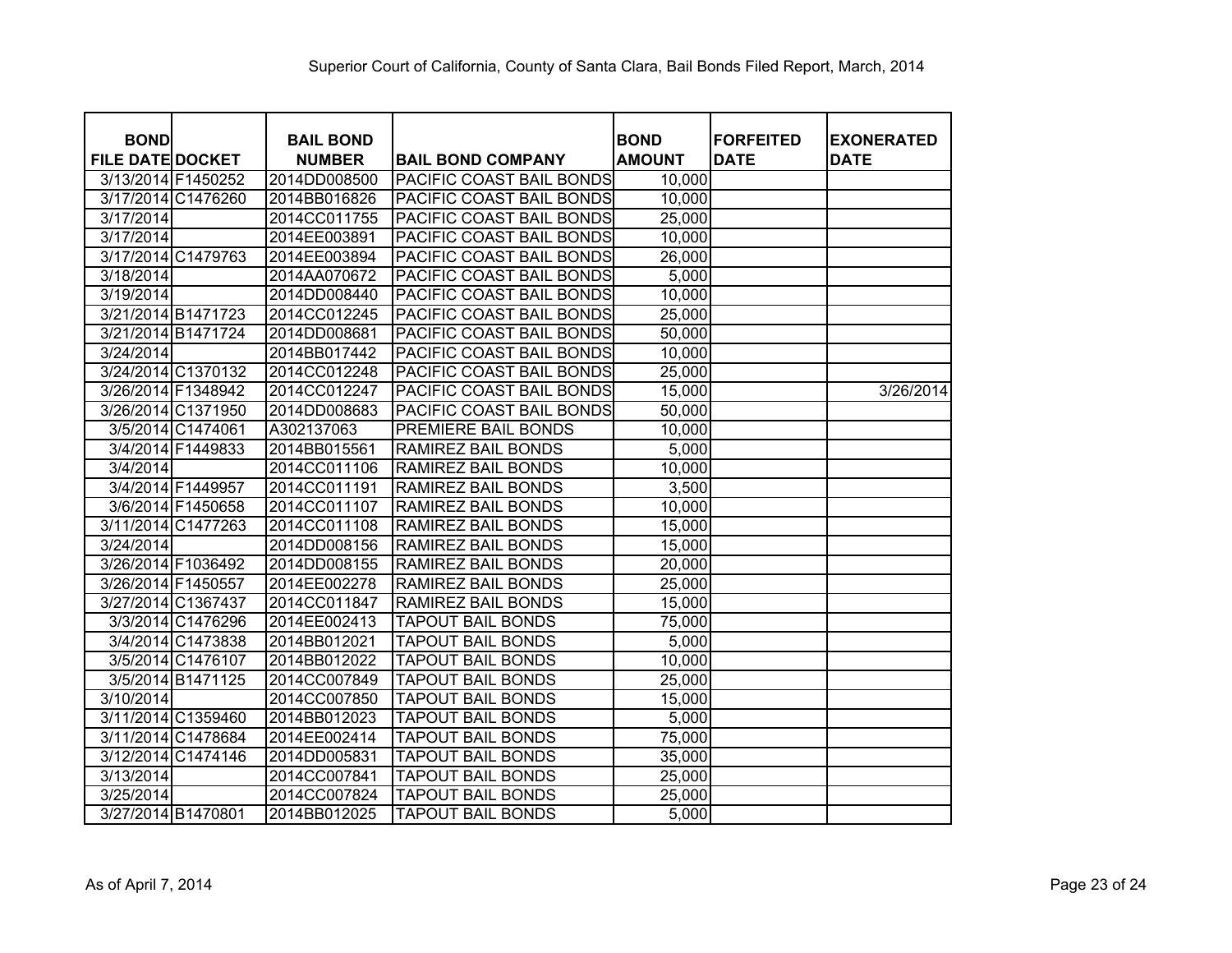Superior Court of California, County of Santa Clara, Bail Bonds Filed Report, March, 2014

| BOND FILE DATE | DOCKET | BAIL BOND NUMBER | BAIL BOND COMPANY | BOND AMOUNT | FORFEITED DATE | EXONERATED DATE |
|---|---|---|---|---|---|---|
| 3/13/2014 | F1450252 | 2014DD008500 | PACIFIC COAST BAIL BONDS | 10,000 | | |
| 3/17/2014 | C1476260 | 2014BB016826 | PACIFIC COAST BAIL BONDS | 10,000 | | |
| 3/17/2014 | | 2014CC011755 | PACIFIC COAST BAIL BONDS | 25,000 | | |
| 3/17/2014 | | 2014EE003891 | PACIFIC COAST BAIL BONDS | 10,000 | | |
| 3/17/2014 | C1479763 | 2014EE003894 | PACIFIC COAST BAIL BONDS | 26,000 | | |
| 3/18/2014 | | 2014AA070672 | PACIFIC COAST BAIL BONDS | 5,000 | | |
| 3/19/2014 | | 2014DD008440 | PACIFIC COAST BAIL BONDS | 10,000 | | |
| 3/21/2014 | B1471723 | 2014CC012245 | PACIFIC COAST BAIL BONDS | 25,000 | | |
| 3/21/2014 | B1471724 | 2014DD008681 | PACIFIC COAST BAIL BONDS | 50,000 | | |
| 3/24/2014 | | 2014BB017442 | PACIFIC COAST BAIL BONDS | 10,000 | | |
| 3/24/2014 | C1370132 | 2014CC012248 | PACIFIC COAST BAIL BONDS | 25,000 | | |
| 3/26/2014 | F1348942 | 2014CC012247 | PACIFIC COAST BAIL BONDS | 15,000 | | 3/26/2014 |
| 3/26/2014 | C1371950 | 2014DD008683 | PACIFIC COAST BAIL BONDS | 50,000 | | |
| 3/5/2014 | C1474061 | A302137063 | PREMIERE BAIL BONDS | 10,000 | | |
| 3/4/2014 | F1449833 | 2014BB015561 | RAMIREZ BAIL BONDS | 5,000 | | |
| 3/4/2014 | | 2014CC011106 | RAMIREZ BAIL BONDS | 10,000 | | |
| 3/4/2014 | F1449957 | 2014CC011191 | RAMIREZ BAIL BONDS | 3,500 | | |
| 3/6/2014 | F1450658 | 2014CC011107 | RAMIREZ BAIL BONDS | 10,000 | | |
| 3/11/2014 | C1477263 | 2014CC011108 | RAMIREZ BAIL BONDS | 15,000 | | |
| 3/24/2014 | | 2014DD008156 | RAMIREZ BAIL BONDS | 15,000 | | |
| 3/26/2014 | F1036492 | 2014DD008155 | RAMIREZ BAIL BONDS | 20,000 | | |
| 3/26/2014 | F1450557 | 2014EE002278 | RAMIREZ BAIL BONDS | 25,000 | | |
| 3/27/2014 | C1367437 | 2014CC011847 | RAMIREZ BAIL BONDS | 15,000 | | |
| 3/3/2014 | C1476296 | 2014EE002413 | TAPOUT BAIL BONDS | 75,000 | | |
| 3/4/2014 | C1473838 | 2014BB012021 | TAPOUT BAIL BONDS | 5,000 | | |
| 3/5/2014 | C1476107 | 2014BB012022 | TAPOUT BAIL BONDS | 10,000 | | |
| 3/5/2014 | B1471125 | 2014CC007849 | TAPOUT BAIL BONDS | 25,000 | | |
| 3/10/2014 | | 2014CC007850 | TAPOUT BAIL BONDS | 15,000 | | |
| 3/11/2014 | C1359460 | 2014BB012023 | TAPOUT BAIL BONDS | 5,000 | | |
| 3/11/2014 | C1478684 | 2014EE002414 | TAPOUT BAIL BONDS | 75,000 | | |
| 3/12/2014 | C1474146 | 2014DD005831 | TAPOUT BAIL BONDS | 35,000 | | |
| 3/13/2014 | | 2014CC007841 | TAPOUT BAIL BONDS | 25,000 | | |
| 3/25/2014 | | 2014CC007824 | TAPOUT BAIL BONDS | 25,000 | | |
| 3/27/2014 | B1470801 | 2014BB012025 | TAPOUT BAIL BONDS | 5,000 | | |

As of April 7, 2014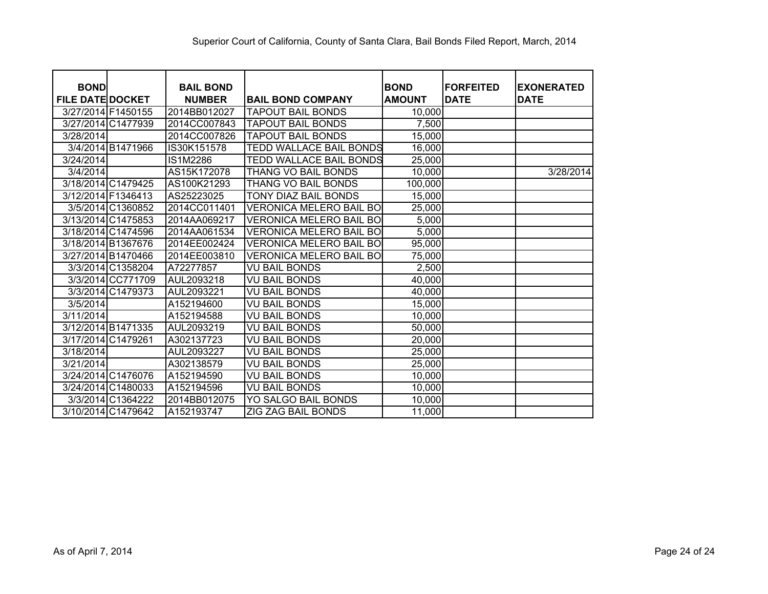Superior Court of California, County of Santa Clara, Bail Bonds Filed Report, March, 2014

| BOND FILE DATE | DOCKET | BAIL BOND NUMBER | BAIL BOND COMPANY | BOND AMOUNT | FORFEITED DATE | EXONERATED DATE |
|---|---|---|---|---|---|---|
| 3/27/2014 | F1450155 | 2014BB012027 | TAPOUT BAIL BONDS | 10,000 | | |
| 3/27/2014 | C1477939 | 2014CC007843 | TAPOUT BAIL BONDS | 7,500 | | |
| 3/28/2014 | | 2014CC007826 | TAPOUT BAIL BONDS | 15,000 | | |
| 3/4/2014 | B1471966 | IS30K151578 | TEDD WALLACE BAIL BONDS | 16,000 | | |
| 3/24/2014 | | IS1M2286 | TEDD WALLACE BAIL BONDS | 25,000 | | |
| 3/4/2014 | | AS15K172078 | THANG VO BAIL BONDS | 10,000 | | 3/28/2014 |
| 3/18/2014 | C1479425 | AS100K21293 | THANG VO BAIL BONDS | 100,000 | | |
| 3/12/2014 | F1346413 | AS25223025 | TONY DIAZ BAIL BONDS | 15,000 | | |
| 3/5/2014 | C1360852 | 2014CC011401 | VERONICA MELERO BAIL BO | 25,000 | | |
| 3/13/2014 | C1475853 | 2014AA069217 | VERONICA MELERO BAIL BO | 5,000 | | |
| 3/18/2014 | C1474596 | 2014AA061534 | VERONICA MELERO BAIL BO | 5,000 | | |
| 3/18/2014 | B1367676 | 2014EE002424 | VERONICA MELERO BAIL BO | 95,000 | | |
| 3/27/2014 | B1470466 | 2014EE003810 | VERONICA MELERO BAIL BO | 75,000 | | |
| 3/3/2014 | C1358204 | A72277857 | VU BAIL BONDS | 2,500 | | |
| 3/3/2014 | CC771709 | AUL2093218 | VU BAIL BONDS | 40,000 | | |
| 3/3/2014 | C1479373 | AUL2093221 | VU BAIL BONDS | 40,000 | | |
| 3/5/2014 | | A152194600 | VU BAIL BONDS | 15,000 | | |
| 3/11/2014 | | A152194588 | VU BAIL BONDS | 10,000 | | |
| 3/12/2014 | B1471335 | AUL2093219 | VU BAIL BONDS | 50,000 | | |
| 3/17/2014 | C1479261 | A302137723 | VU BAIL BONDS | 20,000 | | |
| 3/18/2014 | | AUL2093227 | VU BAIL BONDS | 25,000 | | |
| 3/21/2014 | | A302138579 | VU BAIL BONDS | 25,000 | | |
| 3/24/2014 | C1476076 | A152194590 | VU BAIL BONDS | 10,000 | | |
| 3/24/2014 | C1480033 | A152194596 | VU BAIL BONDS | 10,000 | | |
| 3/3/2014 | C1364222 | 2014BB012075 | YO SALGO BAIL BONDS | 10,000 | | |
| 3/10/2014 | C1479642 | A152193747 | ZIG ZAG BAIL BONDS | 11,000 | | |

As of April 7, 2014